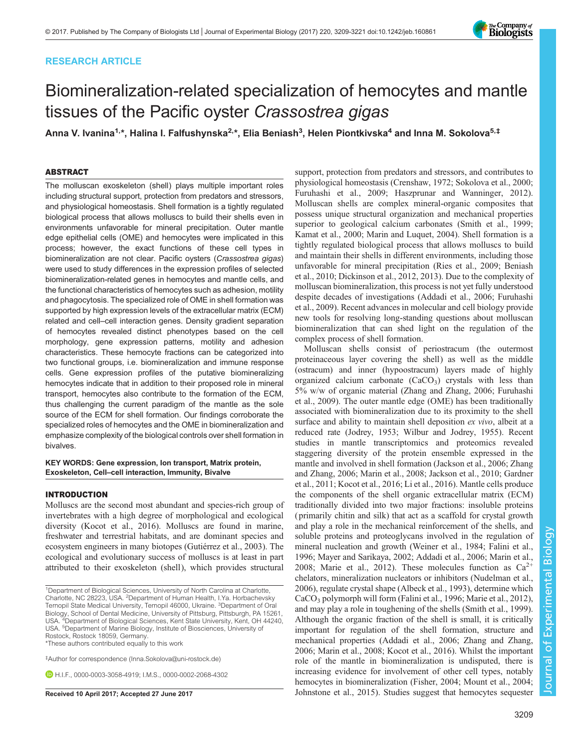RESEARCH ARTICLE

# Biomineralization-related specialization of hemocytes and mantle tissues of the Pacific oyster *Crassostrea gigas*

**Anna V. Ivanina[1,*], Halina I. Falfushynska[2,*], Elia Beniash[3], Helen Piontkivska[4] and Inna M. Sokolova[5,‡]**

## ABSTRACT

The molluscan exoskeleton (shell) plays multiple important roles including structural support, protection from predators and stressors, and physiological homeostasis. Shell formation is a tightly regulated biological process that allows molluscs to build their shells even in environments unfavorable for mineral precipitation. Outer mantle edge epithelial cells (OME) and hemocytes were implicated in this process; however, the exact functions of these cell types in biomineralization are not clear. Pacific oysters (*Crassostrea gigas*) were used to study differences in the expression profiles of selected biomineralization-related genes in hemocytes and mantle cells, and the functional characteristics of hemocytes such as adhesion, motility and phagocytosis. The specialized role of OME in shell formation was supported by high expression levels of the extracellular matrix (ECM) related and cell–cell interaction genes. Density gradient separation of hemocytes revealed distinct phenotypes based on the cell morphology, gene expression patterns, motility and adhesion characteristics. These hemocyte fractions can be categorized into two functional groups, i.e. biomineralization and immune response cells. Gene expression profiles of the putative biomineralizing hemocytes indicate that in addition to their proposed role in mineral transport, hemocytes also contribute to the formation of the ECM, thus challenging the current paradigm of the mantle as the sole source of the ECM for shell formation. Our findings corroborate the specialized roles of hemocytes and the OME in biomineralization and emphasize complexity of the biological controls over shell formation in bivalves.

**KEY WORDS: Gene expression, Ion transport, Matrix protein, Exoskeleton, Cell–cell interaction, Immunity, Bivalve**

## INTRODUCTION

Molluscs are the second most abundant and species-rich group of invertebrates with a high degree of morphological and ecological diversity (Kocot et al., 2016). Molluscs are found in marine, freshwater and terrestrial habitats, and are dominant species and ecosystem engineers in many biotopes (Gutiérrez et al., 2003). The ecological and evolutionary success of molluscs is at least in part attributed to their exoskeleton (shell), which provides structural support, protection from predators and stressors, and contributes to physiological homeostasis (Crenshaw, 1972; Sokolova et al., 2000; Furuhashi et al., 2009; Haszprunar and Wanninger, 2012). Molluscan shells are complex mineral-organic composites that possess unique structural organization and mechanical properties superior to geological calcium carbonates (Smith et al., 1999; Kamat et al., 2000; Marin and Luquet, 2004). Shell formation is a tightly regulated biological process that allows molluscs to build and maintain their shells in different environments, including those unfavorable for mineral precipitation (Ries et al., 2009; Beniash et al., 2010; Dickinson et al., 2012, 2013). Due to the complexity of molluscan biomineralization, this process is not yet fully understood despite decades of investigations (Addadi et al., 2006; Furuhashi et al., 2009). Recent advances in molecular and cell biology provide new tools for resolving long-standing questions about molluscan biomineralization that can shed light on the regulation of the complex process of shell formation.

Molluscan shells consist of periostracum (the outermost proteinaceous layer covering the shell) as well as the middle (ostracum) and inner (hypoostracum) layers made of highly organized calcium carbonate ($CaCO_3$) crystals with less than 5% w/w of organic material (Zhang and Zhang, 2006; Furuhashi et al., 2009). The outer mantle edge (OME) has been traditionally associated with biomineralization due to its proximity to the shell surface and ability to maintain shell deposition *ex vivo*, albeit at a reduced rate (Jodrey, 1953; Wilbur and Jodrey, 1955). Recent studies in mantle transcriptomics and proteomics revealed staggering diversity of the protein ensemble expressed in the mantle and involved in shell formation (Jackson et al., 2006; Zhang and Zhang, 2006; Marin et al., 2008; Jackson et al., 2010; Gardner et al., 2011; Kocot et al., 2016; Li et al., 2016). Mantle cells produce the components of the shell organic extracellular matrix (ECM) traditionally divided into two major fractions: insoluble proteins (primarily chitin and silk) that act as a scaffold for crystal growth and play a role in the mechanical reinforcement of the shells, and soluble proteins and proteoglycans involved in the regulation of mineral nucleation and growth (Weiner et al., 1984; Falini et al., 1996; Mayer and Sarikaya, 2002; Addadi et al., 2006; Marin et al., 2008; Marie et al., 2012). These molecules function as $Ca^{2+}$ chelators, mineralization nucleators or inhibitors (Nudelman et al., 2006), regulate crystal shape (Albeck et al., 1993), determine which $CaCO_3$ polymorph will form (Falini et al., 1996; Marie et al., 2012), and may play a role in toughening of the shells (Smith et al., 1999). Although the organic fraction of the shell is small, it is critically important for regulation of the shell formation, structure and mechanical properties (Addadi et al., 2006; Zhang and Zhang, 2006; Marin et al., 2008; Kocot et al., 2016). Whilst the important role of the mantle in biomineralization is undisputed, there is increasing evidence for involvement of other cell types, notably hemocytes in biomineralization (Fisher, 2004; Mount et al., 2004; Johnstone et al., 2015). Studies suggest that hemocytes sequester

[1]Department of Biological Sciences, University of North Carolina at Charlotte, Charlotte, NC 28223, USA. [2]Department of Human Health, I.Ya. Horbachevsky Ternopil State Medical University, Ternopil 46000, Ukraine. [3]Department of Oral Biology, School of Dental Medicine, University of Pittsburg, Pittsburgh, PA 15261, USA. [4]Department of Biological Sciences, Kent State University, Kent, OH 44240, USA. [5]Department of Marine Biology, Institute of Biosciences, University of Rostock, Rostock 18059, Germany.
*These authors contributed equally to this work

‡Author for correspondence (Inna.Sokolova@uni-rostock.de)

H.I.F., 0000-0003-3058-4919; I.M.S., 0000-0002-2068-4302

Received 10 April 2017; Accepted 27 June 2017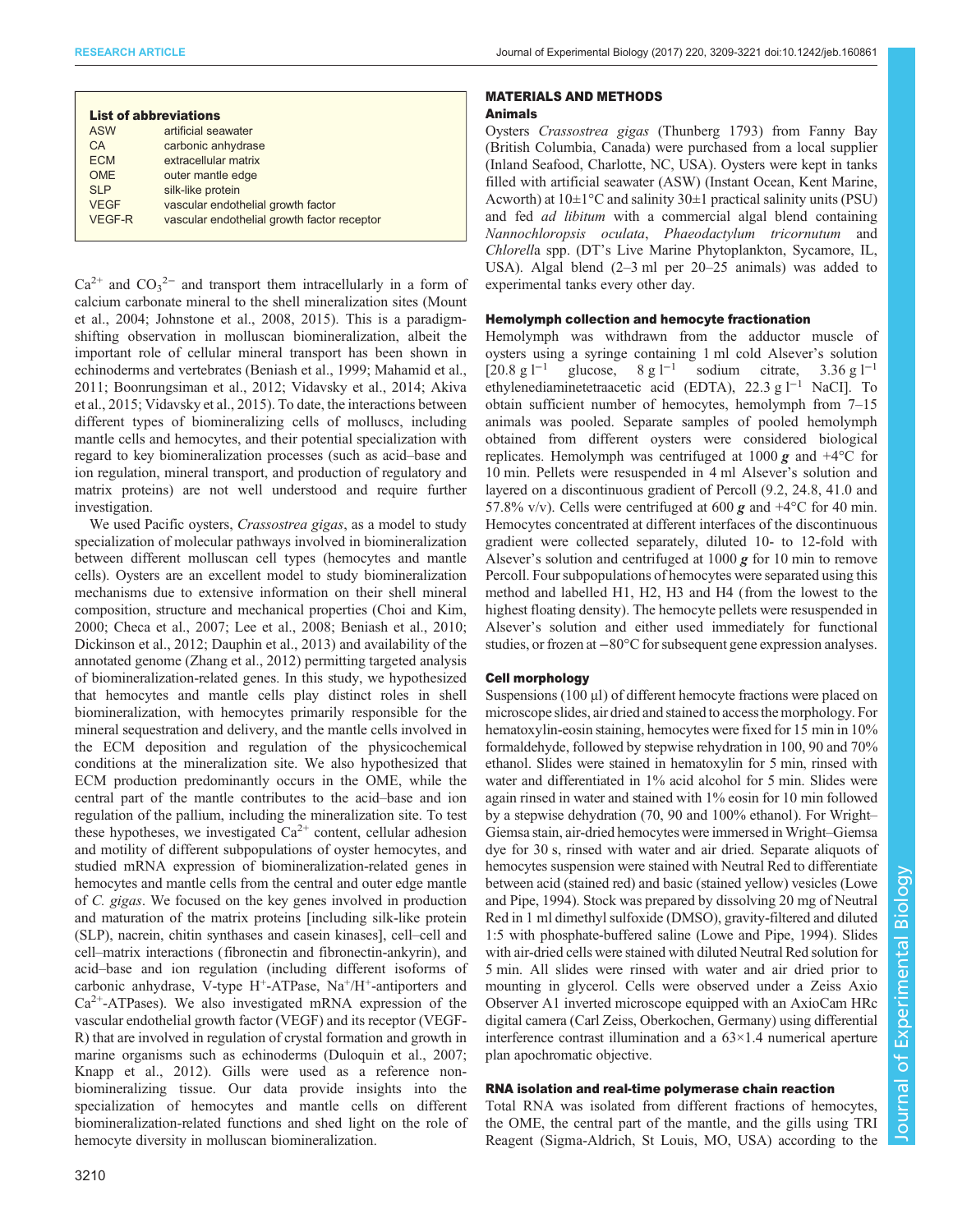**List of abbreviations**

| | |
|---|---|
| ASW | artificial seawater |
| CA | carbonic anhydrase |
| ECM | extracellular matrix |
| OME | outer mantle edge |
| SLP | silk-like protein |
| VEGF | vascular endothelial growth factor |
| VEGF-R | vascular endothelial growth factor receptor |

$Ca^{2+}$ and $CO_3^{2-}$ and transport them intracellularly in a form of calcium carbonate mineral to the shell mineralization sites (Mount et al., 2004; Johnstone et al., 2008, 2015). This is a paradigm-shifting observation in molluscan biomineralization, albeit the important role of cellular mineral transport has been shown in echinoderms and vertebrates (Beniash et al., 1999; Mahamid et al., 2011; Boonrungsiman et al., 2012; Vidavsky et al., 2014; Akiva et al., 2015; Vidavsky et al., 2015). To date, the interactions between different types of biomineralizing cells of molluscs, including mantle cells and hemocytes, and their potential specialization with regard to key biomineralization processes (such as acid–base and ion regulation, mineral transport, and production of regulatory and matrix proteins) are not well understood and require further investigation.

We used Pacific oysters, *Crassostrea gigas*, as a model to study specialization of molecular pathways involved in biomineralization between different molluscan cell types (hemocytes and mantle cells). Oysters are an excellent model to study biomineralization mechanisms due to extensive information on their shell mineral composition, structure and mechanical properties (Choi and Kim, 2000; Checa et al., 2007; Lee et al., 2008; Beniash et al., 2010; Dickinson et al., 2012; Dauphin et al., 2013) and availability of the annotated genome (Zhang et al., 2012) permitting targeted analysis of biomineralization-related genes. In this study, we hypothesized that hemocytes and mantle cells play distinct roles in shell biomineralization, with hemocytes primarily responsible for the mineral sequestration and delivery, and the mantle cells involved in the ECM deposition and regulation of the physicochemical conditions at the mineralization site. We also hypothesized that ECM production predominantly occurs in the OME, while the central part of the mantle contributes to the acid–base and ion regulation of the pallium, including the mineralization site. To test these hypotheses, we investigated $Ca^{2+}$ content, cellular adhesion and motility of different subpopulations of oyster hemocytes, and studied mRNA expression of biomineralization-related genes in hemocytes and mantle cells from the central and outer edge mantle of *C. gigas*. We focused on the key genes involved in production and maturation of the matrix proteins [including silk-like protein (SLP), nacrein, chitin synthases and casein kinases], cell–cell and cell–matrix interactions (fibronectin and fibronectin-ankyrin), and acid–base and ion regulation (including different isoforms of carbonic anhydrase, V-type $H^+$-ATPase, $Na^+/H^+$-antiporters and $Ca^{2+}$-ATPases). We also investigated mRNA expression of the vascular endothelial growth factor (VEGF) and its receptor (VEGF-R) that are involved in regulation of crystal formation and growth in marine organisms such as echinoderms (Duloquin et al., 2007; Knapp et al., 2012). Gills were used as a reference non-biomineralizing tissue. Our data provide insights into the specialization of hemocytes and mantle cells on different biomineralization-related functions and shed light on the role of hemocyte diversity in molluscan biomineralization.

## MATERIALS AND METHODS

### Animals

Oysters *Crassostrea gigas* (Thunberg 1793) from Fanny Bay (British Columbia, Canada) were purchased from a local supplier (Inland Seafood, Charlotte, NC, USA). Oysters were kept in tanks filled with artificial seawater (ASW) (Instant Ocean, Kent Marine, Acworth) at 10±1°C and salinity 30±1 practical salinity units (PSU) and fed *ad libitum* with a commercial algal blend containing *Nannochloropsis oculata*, *Phaeodactylum tricornutum* and *Chlorell*a spp. (DT's Live Marine Phytoplankton, Sycamore, IL, USA). Algal blend (2–3 ml per 20–25 animals) was added to experimental tanks every other day.

### Hemolymph collection and hemocyte fractionation

Hemolymph was withdrawn from the adductor muscle of oysters using a syringe containing 1 ml cold Alsever's solution [20.8 g $l^{-1}$ glucose, 8 g $l^{-1}$ sodium citrate, 3.36 g $l^{-1}$ ethylenediaminetetraacetic acid (EDTA), 22.3 g $l^{-1}$ NaCl]. To obtain sufficient number of hemocytes, hemolymph from 7–15 animals was pooled. Separate samples of pooled hemolymph obtained from different oysters were considered biological replicates. Hemolymph was centrifuged at 1000 ***g*** and +4°C for 10 min. Pellets were resuspended in 4 ml Alsever's solution and layered on a discontinuous gradient of Percoll (9.2, 24.8, 41.0 and 57.8% v/v). Cells were centrifuged at 600 ***g*** and +4°C for 40 min. Hemocytes concentrated at different interfaces of the discontinuous gradient were collected separately, diluted 10- to 12-fold with Alsever's solution and centrifuged at 1000 ***g*** for 10 min to remove Percoll. Four subpopulations of hemocytes were separated using this method and labelled H1, H2, H3 and H4 (from the lowest to the highest floating density). The hemocyte pellets were resuspended in Alsever's solution and either used immediately for functional studies, or frozen at −80°C for subsequent gene expression analyses.

### Cell morphology

Suspensions (100 µl) of different hemocyte fractions were placed on microscope slides, air dried and stained to access the morphology. For hematoxylin-eosin staining, hemocytes were fixed for 15 min in 10% formaldehyde, followed by stepwise rehydration in 100, 90 and 70% ethanol. Slides were stained in hematoxylin for 5 min, rinsed with water and differentiated in 1% acid alcohol for 5 min. Slides were again rinsed in water and stained with 1% eosin for 10 min followed by a stepwise dehydration (70, 90 and 100% ethanol). For Wright–Giemsa stain, air-dried hemocytes were immersed in Wright–Giemsa dye for 30 s, rinsed with water and air dried. Separate aliquots of hemocytes suspension were stained with Neutral Red to differentiate between acid (stained red) and basic (stained yellow) vesicles (Lowe and Pipe, 1994). Stock was prepared by dissolving 20 mg of Neutral Red in 1 ml dimethyl sulfoxide (DMSO), gravity-filtered and diluted 1:5 with phosphate-buffered saline (Lowe and Pipe, 1994). Slides with air-dried cells were stained with diluted Neutral Red solution for 5 min. All slides were rinsed with water and air dried prior to mounting in glycerol. Cells were observed under a Zeiss Axio Observer A1 inverted microscope equipped with an AxioCam HRc digital camera (Carl Zeiss, Oberkochen, Germany) using differential interference contrast illumination and a 63×1.4 numerical aperture plan apochromatic objective.

### RNA isolation and real-time polymerase chain reaction

Total RNA was isolated from different fractions of hemocytes, the OME, the central part of the mantle, and the gills using TRI Reagent (Sigma-Aldrich, St Louis, MO, USA) according to the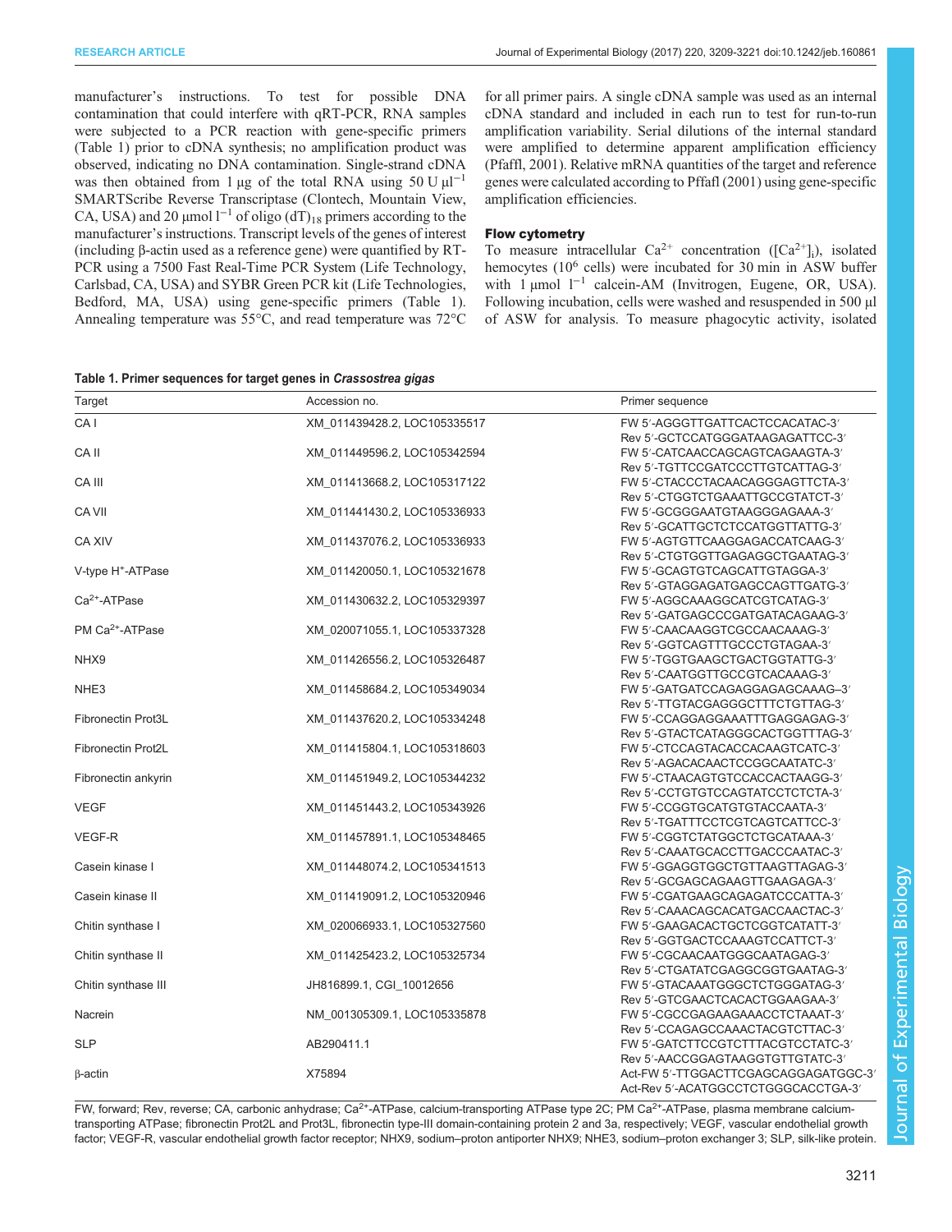manufacturer's instructions. To test for possible DNA contamination that could interfere with qRT-PCR, RNA samples were subjected to a PCR reaction with gene-specific primers (Table 1) prior to cDNA synthesis; no amplification product was observed, indicating no DNA contamination. Single-strand cDNA was then obtained from 1 µg of the total RNA using 50 U $\mu l^{-1}$ SMARTScribe Reverse Transcriptase (Clontech, Mountain View, CA, USA) and 20 $\mu mol\ l^{-1}$ of oligo $(dT)_{18}$ primers according to the manufacturer's instructions. Transcript levels of the genes of interest (including β-actin used as a reference gene) were quantified by RT-PCR using a 7500 Fast Real-Time PCR System (Life Technology, Carlsbad, CA, USA) and SYBR Green PCR kit (Life Technologies, Bedford, MA, USA) using gene-specific primers (Table 1). Annealing temperature was 55°C, and read temperature was 72°C for all primer pairs. A single cDNA sample was used as an internal cDNA standard and included in each run to test for run-to-run amplification variability. Serial dilutions of the internal standard were amplified to determine apparent amplification efficiency (Pfaffl, 2001). Relative mRNA quantities of the target and reference genes were calculated according to Pffafl (2001) using gene-specific amplification efficiencies.

## Flow cytometry

To measure intracellular $Ca^{2+}$ concentration ($[Ca^{2+}]_i$), isolated hemocytes ($10^6$ cells) were incubated for 30 min in ASW buffer with 1 $\mu mol\ l^{-1}$ calcein-AM (Invitrogen, Eugene, OR, USA). Following incubation, cells were washed and resuspended in 500 µl of ASW for analysis. To measure phagocytic activity, isolated

**Table 1. Primer sequences for target genes in *Crassostrea gigas***

| Target | Accession no. | Primer sequence |
|---|---|---|
| CA I | XM_011439428.2, LOC105335517 | FW 5′-AGGGTTGATTCACTCCACATAC-3′<br>Rev 5′-GCTCCATGGGATAAGAGATTCC-3′ |
| CA II | XM_011449596.2, LOC105342594 | FW 5′-CATCAACCAGCAGTCAGAAGTA-3′<br>Rev 5′-TGTTCCGATCCCTTGTCATTAG-3′ |
| CA III | XM_011413668.2, LOC105317122 | FW 5′-CTACCCTACAACAGGGAGTTCTA-3′<br>Rev 5′-CTGGTCTGAAATTGCCGTATCT-3′ |
| CA VII | XM_011441430.2, LOC105336933 | FW 5′-GCGGGAATGTAAGGGAGAAA-3′<br>Rev 5′-GCATTGCTCTCCATGGTTATTG-3′ |
| CA XIV | XM_011437076.2, LOC105336933 | FW 5′-AGTGTTCAAGGAGACCATCAAG-3′<br>Rev 5′-CTGTGGTTGAGAGGCTGAATAG-3′ |
| V-type $H^+$-ATPase | XM_011420050.1, LOC105321678 | FW 5′-GCAGTGTCAGCATTGTAGGA-3′<br>Rev 5′-GTAGGAGATGAGCCAGTTGATG-3′ |
| $Ca^{2+}$-ATPase | XM_011430632.2, LOC105329397 | FW 5′-AGGCAAAGGCATCGTCATAG-3′<br>Rev 5′-GATGAGCCCGATGATACAGAAG-3′ |
| PM $Ca^{2+}$-ATPase | XM_020071055.1, LOC105337328 | FW 5′-CAACAAGGTCGCCAACAAAG-3′<br>Rev 5′-GGTCAGTTTGCCCTGTAGAA-3′ |
| NHX9 | XM_011426556.2, LOC105326487 | FW 5′-TGGTGAAGCTGACTGGTATTG-3′<br>Rev 5′-CAATGGTTGCCGTCACAAAG-3′ |
| NHE3 | XM_011458684.2, LOC105349034 | FW 5′-GATGATCCAGAGGAGAGCAAAG–3′<br>Rev 5′-TTGTACGAGGGCTTTCTGTTAG-3′ |
| Fibronectin Prot3L | XM_011437620.2, LOC105334248 | FW 5′-CCAGGAGGAAATTTGAGGAGAG-3′<br>Rev 5′-GTACTCATAGGGCACTGGTTTAG-3′ |
| Fibronectin Prot2L | XM_011415804.1, LOC105318603 | FW 5′-CTCCAGTACACCACAAGTCATC-3′<br>Rev 5′-AGACACAACTCCGGCAATATC-3′ |
| Fibronectin ankyrin | XM_011451949.2, LOC105344232 | FW 5′-CTAACAGTGTCCACCACTAAGG-3′<br>Rev 5′-CCTGTGTCCAGTATCCTCTCTA-3′ |
| VEGF | XM_011451443.2, LOC105343926 | FW 5′-CCGGTGCATGTGTACCAATA-3′<br>Rev 5′-TGATTTCCTCGTCAGTCATTCC-3′ |
| VEGF-R | XM_011457891.1, LOC105348465 | FW 5′-CGGTCTATGGCTCTGCATAAA-3′<br>Rev 5′-CAAATGCACCTTGACCCAATAC-3′ |
| Casein kinase I | XM_011448074.2, LOC105341513 | FW 5′-GGAGGTGGCTGTTAAGTTAGAG-3′<br>Rev 5′-GCGAGCAGAAGTTGAAGAGA-3′ |
| Casein kinase II | XM_011419091.2, LOC105320946 | FW 5′-CGATGAAGCAGAGATCCCATTA-3′<br>Rev 5′-CAAACAGCACATGACCAACTAC-3′ |
| Chitin synthase I | XM_020066933.1, LOC105327560 | FW 5′-GAAGACACTGCTCGGTCATATT-3′<br>Rev 5′-GGTGACTCCAAAGTCCATTCT-3′ |
| Chitin synthase II | XM_011425423.2, LOC105325734 | FW 5′-CGCAACAATGGGCAATAGAG-3′<br>Rev 5′-CTGATATCGAGGCGGTGAATAG-3′ |
| Chitin synthase III | JH816899.1, CGI_10012656 | FW 5′-GTACAAATGGGCTCTGGGATAG-3′<br>Rev 5′-GTCGAACTCACACTGGAAGAA-3′ |
| Nacrein | NM_001305309.1, LOC105335878 | FW 5′-CGCCGAGAAGAAACCTCTAAAT-3′<br>Rev 5′-CCAGAGCCAAACTACGTCTTAC-3′ |
| SLP | AB290411.1 | FW 5′-GATCTTCCGTCTTTACGTCCTATC-3′<br>Rev 5′-AACCGGAGTAAGGTGTTGTATC-3′ |
| β-actin | X75894 | Act-FW 5′-TTGGACTTCGAGCAGGAGATGGC-3′<br>Act-Rev 5′-ACATGGCCTCTGGGCACCTGA-3′ |

FW, forward; Rev, reverse; CA, carbonic anhydrase; $Ca^{2+}$-ATPase, calcium-transporting ATPase type 2C; PM $Ca^{2+}$-ATPase, plasma membrane calcium-transporting ATPase; fibronectin Prot2L and Prot3L, fibronectin type-III domain-containing protein 2 and 3a, respectively; VEGF, vascular endothelial growth factor; VEGF-R, vascular endothelial growth factor receptor; NHX9, sodium–proton antiporter NHX9; NHE3, sodium–proton exchanger 3; SLP, silk-like protein.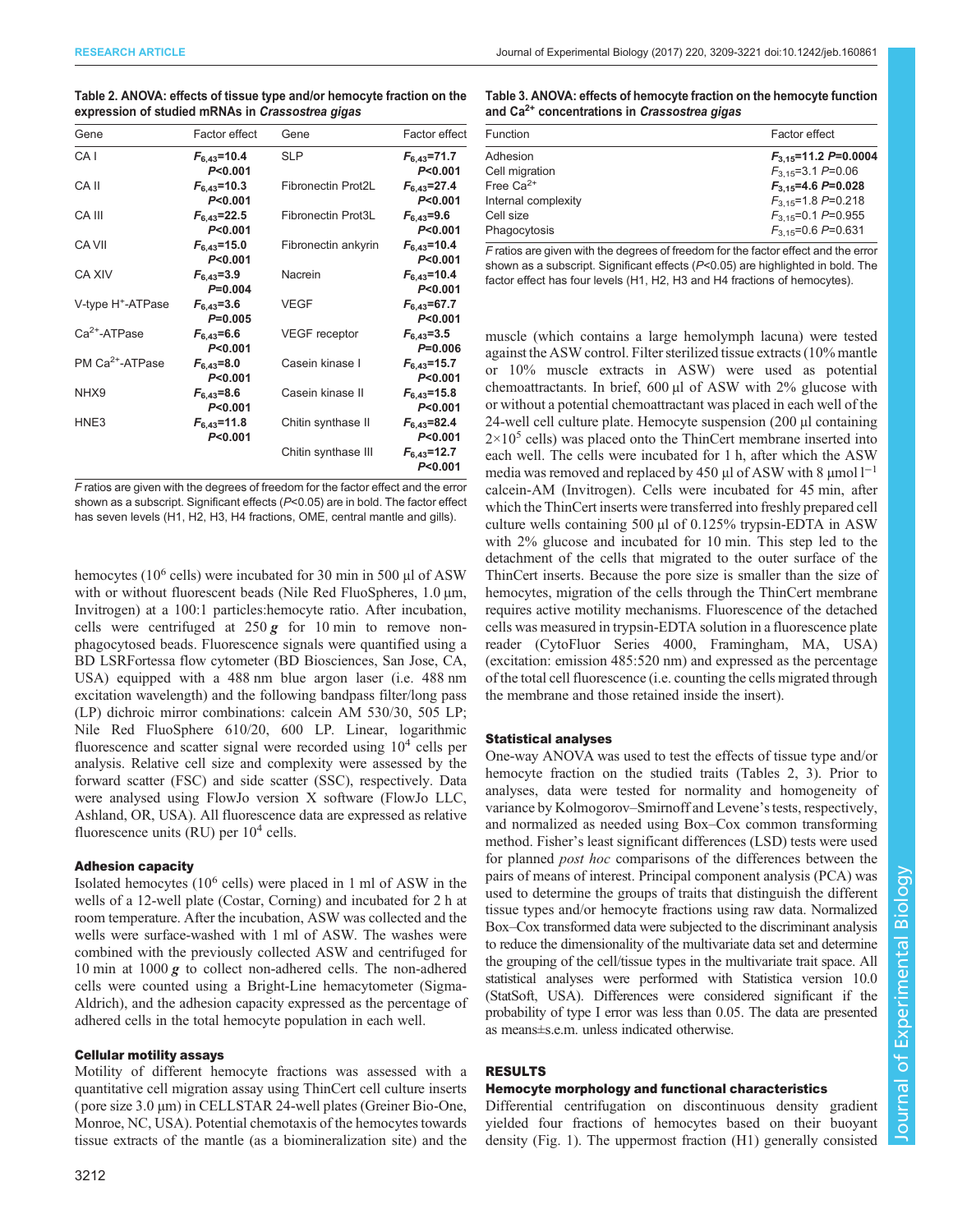**Table 2. ANOVA: effects of tissue type and/or hemocyte fraction on the expression of studied mRNAs in *Crassostrea gigas***

| Gene | Factor effect | Gene | Factor effect |
|---|---|---|---|
| CA I | $F_{6,43}$=10.4 **P<0.001** | SLP | $F_{6,43}$=71.7 **P<0.001** |
| CA II | $F_{6,43}$=10.3 **P<0.001** | Fibronectin Prot2L | $F_{6,43}$=27.4 **P<0.001** |
| CA III | $F_{6,43}$=22.5 **P<0.001** | Fibronectin Prot3L | $F_{6,43}$=9.6 **P<0.001** |
| CA VII | $F_{6,43}$=15.0 **P<0.001** | Fibronectin ankyrin | $F_{6,43}$=10.4 **P<0.001** |
| CA XIV | $F_{6,43}$=3.9 **P=0.004** | Nacrein | $F_{6,43}$=10.4 **P<0.001** |
| V-type $H^+$-ATPase | $F_{6,43}$=3.6 **P=0.005** | VEGF | $F_{6,43}$=67.7 **P<0.001** |
| $Ca^{2+}$-ATPase | $F_{6,43}$=6.6 **P<0.001** | VEGF receptor | $F_{6,43}$=3.5 **P=0.006** |
| PM $Ca^{2+}$-ATPase | $F_{6,43}$=8.0 **P<0.001** | Casein kinase I | $F_{6,43}$=15.7 **P<0.001** |
| NHX9 | $F_{6,43}$=8.6 **P<0.001** | Casein kinase II | $F_{6,43}$=15.8 **P<0.001** |
| HNE3 | $F_{6,43}$=11.8 **P<0.001** | Chitin synthase II | $F_{6,43}$=82.4 **P<0.001** |
| | | Chitin synthase III | $F_{6,43}$=12.7 **P<0.001** |

*F* ratios are given with the degrees of freedom for the factor effect and the error shown as a subscript. Significant effects ($P$<0.05) are in bold. The factor effect has seven levels (H1, H2, H3, H4 fractions, OME, central mantle and gills).

**Table 3. ANOVA: effects of hemocyte fraction on the hemocyte function and $Ca^{2+}$ concentrations in *Crassostrea gigas***

| Function | Factor effect |
|---|---|
| Adhesion | **$F_{3,15}$=11.2 P=0.0004** |
| Cell migration | $F_{3,15}$=3.1 $P$=0.06 |
| Free $Ca^{2+}$ | **$F_{3,15}$=4.6 P=0.028** |
| Internal complexity | $F_{3,15}$=1.8 $P$=0.218 |
| Cell size | $F_{3,15}$=0.1 $P$=0.955 |
| Phagocytosis | $F_{3,15}$=0.6 $P$=0.631 |

*F* ratios are given with the degrees of freedom for the factor effect and the error shown as a subscript. Significant effects ($P$<0.05) are highlighted in bold. The factor effect has four levels (H1, H2, H3 and H4 fractions of hemocytes).

hemocytes ($10^6$ cells) were incubated for 30 min in 500 µl of ASW with or without fluorescent beads (Nile Red FluoSpheres, 1.0 µm, Invitrogen) at a 100:1 particles:hemocyte ratio. After incubation, cells were centrifuged at 250 ***g*** for 10 min to remove non-phagocytosed beads. Fluorescence signals were quantified using a BD LSRFortessa flow cytometer (BD Biosciences, San Jose, CA, USA) equipped with a 488 nm blue argon laser (i.e. 488 nm excitation wavelength) and the following bandpass filter/long pass (LP) dichroic mirror combinations: calcein AM 530/30, 505 LP; Nile Red FluoSphere 610/20, 600 LP. Linear, logarithmic fluorescence and scatter signal were recorded using $10^4$ cells per analysis. Relative cell size and complexity were assessed by the forward scatter (FSC) and side scatter (SSC), respectively. Data were analysed using FlowJo version X software (FlowJo LLC, Ashland, OR, USA). All fluorescence data are expressed as relative fluorescence units (RU) per $10^4$ cells.

#### Adhesion capacity

Isolated hemocytes ($10^6$ cells) were placed in 1 ml of ASW in the wells of a 12-well plate (Costar, Corning) and incubated for 2 h at room temperature. After the incubation, ASW was collected and the wells were surface-washed with 1 ml of ASW. The washes were combined with the previously collected ASW and centrifuged for 10 min at 1000 ***g*** to collect non-adhered cells. The non-adhered cells were counted using a Bright-Line hemacytometer (Sigma-Aldrich), and the adhesion capacity expressed as the percentage of adhered cells in the total hemocyte population in each well.

#### Cellular motility assays

Motility of different hemocyte fractions was assessed with a quantitative cell migration assay using ThinCert cell culture inserts (pore size 3.0 µm) in CELLSTAR 24-well plates (Greiner Bio-One, Monroe, NC, USA). Potential chemotaxis of the hemocytes towards tissue extracts of the mantle (as a biomineralization site) and the muscle (which contains a large hemolymph lacuna) were tested against the ASW control. Filter sterilized tissue extracts (10% mantle or 10% muscle extracts in ASW) were used as potential chemoattractants. In brief, 600 µl of ASW with 2% glucose with or without a potential chemoattractant was placed in each well of the 24-well cell culture plate. Hemocyte suspension (200 µl containing $2\times10^5$ cells) was placed onto the ThinCert membrane inserted into each well. The cells were incubated for 1 h, after which the ASW media was removed and replaced by 450 µl of ASW with 8 µmol $l^{-1}$ calcein-AM (Invitrogen). Cells were incubated for 45 min, after which the ThinCert inserts were transferred into freshly prepared cell culture wells containing 500 µl of 0.125% trypsin-EDTA in ASW with 2% glucose and incubated for 10 min. This step led to the detachment of the cells that migrated to the outer surface of the ThinCert inserts. Because the pore size is smaller than the size of hemocytes, migration of the cells through the ThinCert membrane requires active motility mechanisms. Fluorescence of the detached cells was measured in trypsin-EDTA solution in a fluorescence plate reader (CytoFluor Series 4000, Framingham, MA, USA) (excitation: emission 485:520 nm) and expressed as the percentage of the total cell fluorescence (i.e. counting the cells migrated through the membrane and those retained inside the insert).

#### Statistical analyses

One-way ANOVA was used to test the effects of tissue type and/or hemocyte fraction on the studied traits (Tables 2, 3). Prior to analyses, data were tested for normality and homogeneity of variance by Kolmogorov–Smirnoff and Levene's tests, respectively, and normalized as needed using Box–Cox common transforming method. Fisher's least significant differences (LSD) tests were used for planned *post hoc* comparisons of the differences between the pairs of means of interest. Principal component analysis (PCA) was used to determine the groups of traits that distinguish the different tissue types and/or hemocyte fractions using raw data. Normalized Box–Cox transformed data were subjected to the discriminant analysis to reduce the dimensionality of the multivariate data set and determine the grouping of the cell/tissue types in the multivariate trait space. All statistical analyses were performed with Statistica version 10.0 (StatSoft, USA). Differences were considered significant if the probability of type I error was less than 0.05. The data are presented as means±s.e.m. unless indicated otherwise.

## RESULTS

### Hemocyte morphology and functional characteristics

Differential centrifugation on discontinuous density gradient yielded four fractions of hemocytes based on their buoyant density (Fig. 1). The uppermost fraction (H1) generally consisted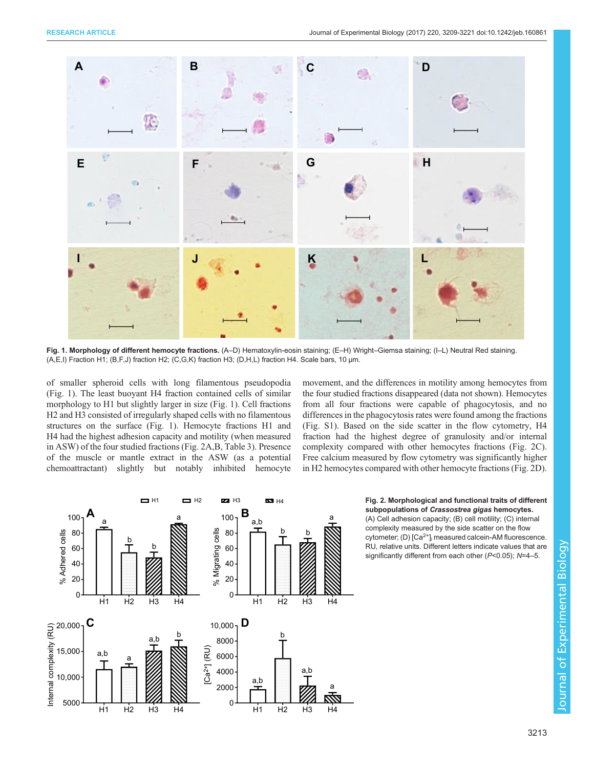A B C D
E F G H
I J K L

**Fig. 1. Morphology of different hemocyte fractions.** (A–D) Hematoxylin-eosin staining; (E–H) Wright–Giemsa staining; (I–L) Neutral Red staining. (A,E,I) Fraction H1; (B,F,J) fraction H2; (C,G,K) fraction H3; (D,H,L) fraction H4. Scale bars, 10 µm.

of smaller spheroid cells with long filamentous pseudopodia (Fig. 1). The least buoyant H4 fraction contained cells of similar morphology to H1 but slightly larger in size (Fig. 1). Cell fractions H2 and H3 consisted of irregularly shaped cells with no filamentous structures on the surface (Fig. 1). Hemocyte fractions H1 and H4 had the highest adhesion capacity and motility (when measured in ASW) of the four studied fractions (Fig. 2A,B, Table 3). Presence of the muscle or mantle extract in the ASW (as a potential chemoattractant) slightly but notably inhibited hemocyte movement, and the differences in motility among hemocytes from the four studied fractions disappeared (data not shown). Hemocytes from all four fractions were capable of phagocytosis, and no differences in the phagocytosis rates were found among the fractions (Fig. S1). Based on the side scatter in the flow cytometry, H4 fraction had the highest degree of granulosity and/or internal complexity compared with other hemocytes fractions (Fig. 2C). Free calcium measured by flow cytometry was significantly higher in H2 hemocytes compared with other hemocyte fractions (Fig. 2D).

H1 H2 H3 H4

A
% Adhered cells
0 20 40 60 80 100
a b b a
H1 H2 H3 H4

B
% Migrating cells
0 20 40 60 80 100
a,b b b a
H1 H2 H3 H4

C
Internal complexity (RU)
5000 10,000 15,000 20,000
a,b a a,b b
H1 H2 H3 H4

D
$[Ca^{2+}]$ (RU)
0 2000 4000 6000 8000 10,000
a,b b a,b a
H1 H2 H3 H4

**Fig. 2. Morphological and functional traits of different subpopulations of *Crassostrea gigas* hemocytes.** (A) Cell adhesion capacity; (B) cell motility; (C) internal complexity measured by the side scatter on the flow cytometer; (D) $[Ca^{2+}]_i$ measured calcein-AM fluorescence. RU, relative units. Different letters indicate values that are significantly different from each other ($P<0.05$); $N=4–5$.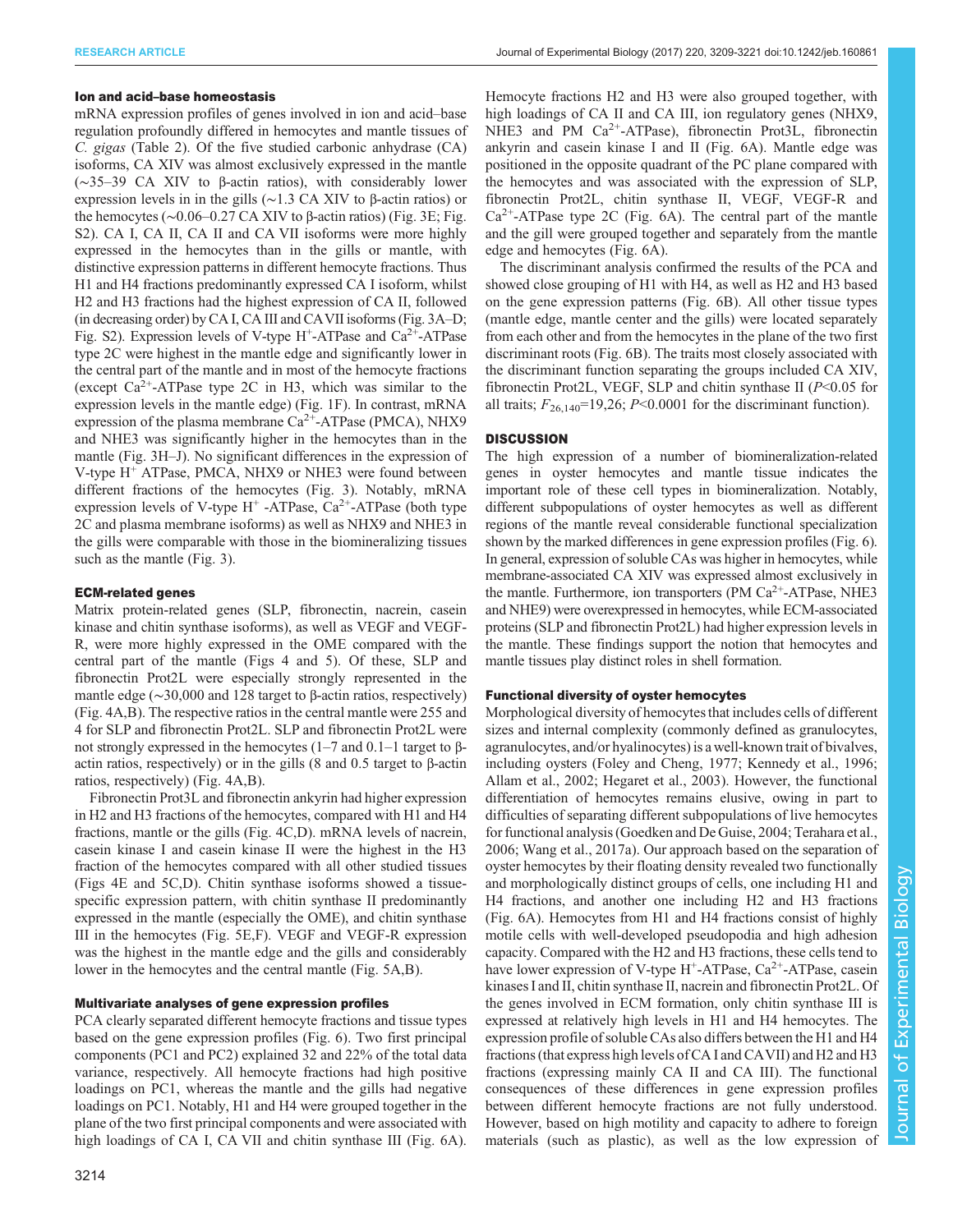### Ion and acid–base homeostasis

mRNA expression profiles of genes involved in ion and acid–base regulation profoundly differed in hemocytes and mantle tissues of *C. gigas* (Table 2). Of the five studied carbonic anhydrase (CA) isoforms, CA XIV was almost exclusively expressed in the mantle (~35–39 CA XIV to β-actin ratios), with considerably lower expression levels in in the gills (~1.3 CA XIV to β-actin ratios) or the hemocytes (~0.06–0.27 CA XIV to β-actin ratios) (Fig. 3E; Fig. S2). CA I, CA II, CA II and CA VII isoforms were more highly expressed in the hemocytes than in the gills or mantle, with distinctive expression patterns in different hemocyte fractions. Thus H1 and H4 fractions predominantly expressed CA I isoform, whilst H2 and H3 fractions had the highest expression of CA II, followed (in decreasing order) by CA I, CA III and CA VII isoforms (Fig. 3A–D; Fig. S2). Expression levels of V-type $H^+$-ATPase and $Ca^{2+}$-ATPase type 2C were highest in the mantle edge and significantly lower in the central part of the mantle and in most of the hemocyte fractions (except $Ca^{2+}$-ATPase type 2C in H3, which was similar to the expression levels in the mantle edge) (Fig. 1F). In contrast, mRNA expression of the plasma membrane $Ca^{2+}$-ATPase (PMCA), NHX9 and NHE3 was significantly higher in the hemocytes than in the mantle (Fig. 3H–J). No significant differences in the expression of V-type $H^+$ ATPase, PMCA, NHX9 or NHE3 were found between different fractions of the hemocytes (Fig. 3). Notably, mRNA expression levels of V-type $H^+$ -ATPase, $Ca^{2+}$-ATPase (both type 2C and plasma membrane isoforms) as well as NHX9 and NHE3 in the gills were comparable with those in the biomineralizing tissues such as the mantle (Fig. 3).

### ECM-related genes

Matrix protein-related genes (SLP, fibronectin, nacrein, casein kinase and chitin synthase isoforms), as well as VEGF and VEGF-R, were more highly expressed in the OME compared with the central part of the mantle (Figs 4 and 5). Of these, SLP and fibronectin Prot2L were especially strongly represented in the mantle edge (~30,000 and 128 target to β-actin ratios, respectively) (Fig. 4A,B). The respective ratios in the central mantle were 255 and 4 for SLP and fibronectin Prot2L. SLP and fibronectin Prot2L were not strongly expressed in the hemocytes (1–7 and 0.1–1 target to β-actin ratios, respectively) or in the gills (8 and 0.5 target to β-actin ratios, respectively) (Fig. 4A,B).

Fibronectin Prot3L and fibronectin ankyrin had higher expression in H2 and H3 fractions of the hemocytes, compared with H1 and H4 fractions, mantle or the gills (Fig. 4C,D). mRNA levels of nacrein, casein kinase I and casein kinase II were the highest in the H3 fraction of the hemocytes compared with all other studied tissues (Figs 4E and 5C,D). Chitin synthase isoforms showed a tissue-specific expression pattern, with chitin synthase II predominantly expressed in the mantle (especially the OME), and chitin synthase III in the hemocytes (Fig. 5E,F). VEGF and VEGF-R expression was the highest in the mantle edge and the gills and considerably lower in the hemocytes and the central mantle (Fig. 5A,B).

### Multivariate analyses of gene expression profiles

PCA clearly separated different hemocyte fractions and tissue types based on the gene expression profiles (Fig. 6). Two first principal components (PC1 and PC2) explained 32 and 22% of the total data variance, respectively. All hemocyte fractions had high positive loadings on PC1, whereas the mantle and the gills had negative loadings on PC1. Notably, H1 and H4 were grouped together in the plane of the two first principal components and were associated with high loadings of CA I, CA VII and chitin synthase III (Fig. 6A). Hemocyte fractions H2 and H3 were also grouped together, with high loadings of CA II and CA III, ion regulatory genes (NHX9, NHE3 and PM $Ca^{2+}$-ATPase), fibronectin Prot3L, fibronectin ankyrin and casein kinase I and II (Fig. 6A). Mantle edge was positioned in the opposite quadrant of the PC plane compared with the hemocytes and was associated with the expression of SLP, fibronectin Prot2L, chitin synthase II, VEGF, VEGF-R and $Ca^{2+}$-ATPase type 2C (Fig. 6A). The central part of the mantle and the gill were grouped together and separately from the mantle edge and hemocytes (Fig. 6A).

The discriminant analysis confirmed the results of the PCA and showed close grouping of H1 with H4, as well as H2 and H3 based on the gene expression patterns (Fig. 6B). All other tissue types (mantle edge, mantle center and the gills) were located separately from each other and from the hemocytes in the plane of the two first discriminant roots (Fig. 6B). The traits most closely associated with the discriminant function separating the groups included CA XIV, fibronectin Prot2L, VEGF, SLP and chitin synthase II ($P$<0.05 for all traits; $F_{26,140}$=19,26; $P$<0.0001 for the discriminant function).

## DISCUSSION

The high expression of a number of biomineralization-related genes in oyster hemocytes and mantle tissue indicates the important role of these cell types in biomineralization. Notably, different subpopulations of oyster hemocytes as well as different regions of the mantle reveal considerable functional specialization shown by the marked differences in gene expression profiles (Fig. 6). In general, expression of soluble CAs was higher in hemocytes, while membrane-associated CA XIV was expressed almost exclusively in the mantle. Furthermore, ion transporters (PM $Ca^{2+}$-ATPase, NHE3 and NHE9) were overexpressed in hemocytes, while ECM-associated proteins (SLP and fibronectin Prot2L) had higher expression levels in the mantle. These findings support the notion that hemocytes and mantle tissues play distinct roles in shell formation.

### Functional diversity of oyster hemocytes

Morphological diversity of hemocytes that includes cells of different sizes and internal complexity (commonly defined as granulocytes, agranulocytes, and/or hyalinocytes) is a well-known trait of bivalves, including oysters (Foley and Cheng, 1977; Kennedy et al., 1996; Allam et al., 2002; Hegaret et al., 2003). However, the functional differentiation of hemocytes remains elusive, owing in part to difficulties of separating different subpopulations of live hemocytes for functional analysis (Goedken and De Guise, 2004; Terahara et al., 2006; Wang et al., 2017a). Our approach based on the separation of oyster hemocytes by their floating density revealed two functionally and morphologically distinct groups of cells, one including H1 and H4 fractions, and another one including H2 and H3 fractions (Fig. 6A). Hemocytes from H1 and H4 fractions consist of highly motile cells with well-developed pseudopodia and high adhesion capacity. Compared with the H2 and H3 fractions, these cells tend to have lower expression of V-type $H^+$-ATPase, $Ca^{2+}$-ATPase, casein kinases I and II, chitin synthase II, nacrein and fibronectin Prot2L. Of the genes involved in ECM formation, only chitin synthase III is expressed at relatively high levels in H1 and H4 hemocytes. The expression profile of soluble CAs also differs between the H1 and H4 fractions (that express high levels of CA I and CA VII) and H2 and H3 fractions (expressing mainly CA II and CA III). The functional consequences of these differences in gene expression profiles between different hemocyte fractions are not fully understood. However, based on high motility and capacity to adhere to foreign materials (such as plastic), as well as the low expression of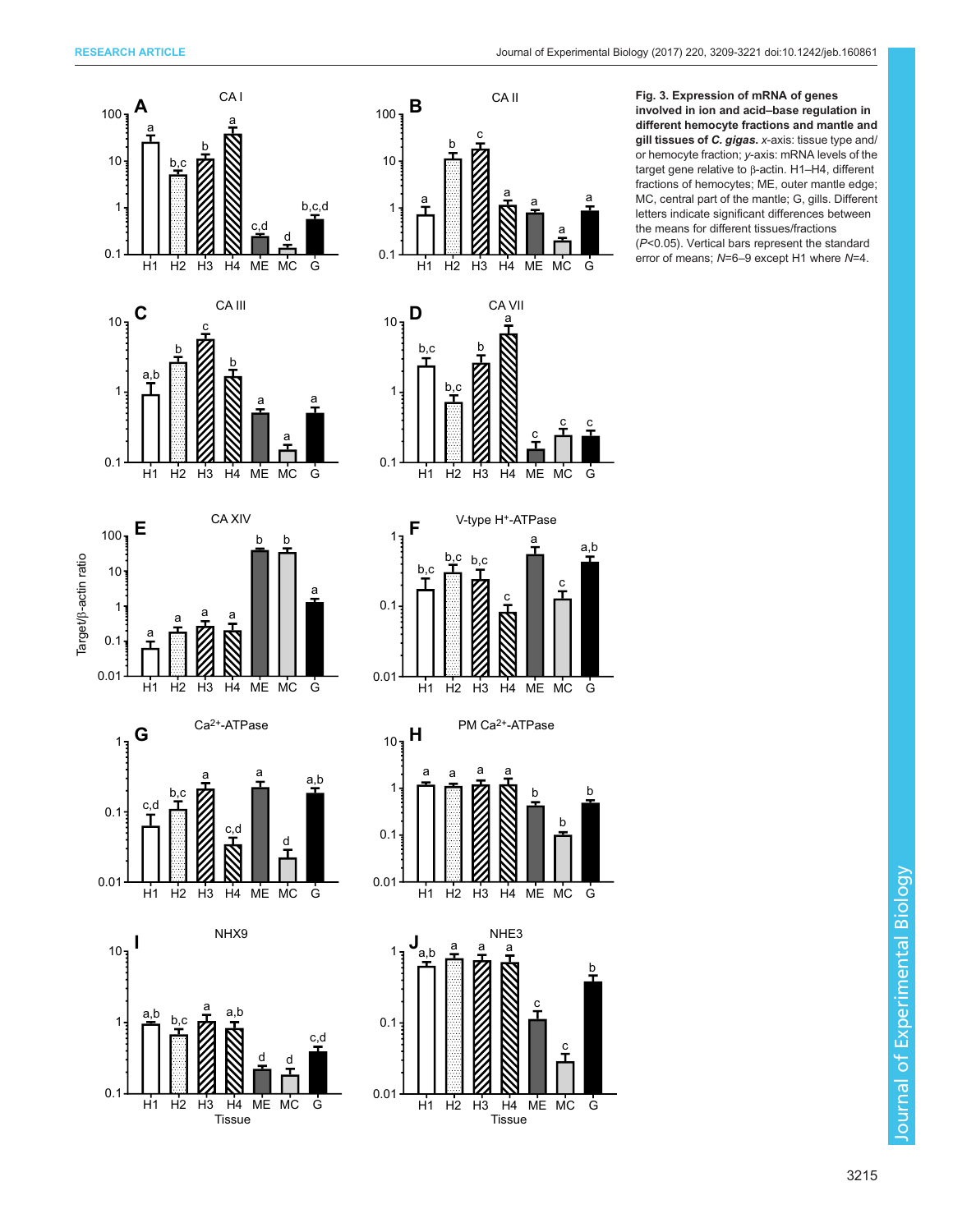A

CA I

100
10
1
0.1

a
b,c
b
a
c,d
d
b,c,d

H1 H2 H3 H4 ME MC G

B

CA II

100
10
1
0.1

a
b
c
a
a
a
a

H1 H2 H3 H4 ME MC G

C

CA III

10
1
0.1

a,b
b
c
b
a
a
a

H1 H2 H3 H4 ME MC G

D

CA VII

10
1
0.1

b,c
b,c
b
a
c
c
c

H1 H2 H3 H4 ME MC G

E

CA XIV

100
10
1
0.1
0.01

a
a
a
a
b
b
a

H1 H2 H3 H4 ME MC G

F

V-type H⁺-ATPase

1
0.1
0.01

b,c
b,c
b,c
c
a
c
a,b

H1 H2 H3 H4 ME MC G

G

Ca²⁺-ATPase

1
0.1
0.01

c,d
b,c
a
c,d
a
d
a,b

H1 H2 H3 H4 ME MC G

H

PM Ca²⁺-ATPase

10
1
0.1
0.01

a
a
a
a
b
b
b

H1 H2 H3 H4 ME MC G

I

NHX9

10
1
0.1

a,b
b,c
a
a,b
d
d
c,d

H1 H2 H3 H4 ME MC G

Tissue

J

NHE3

1
0.1
0.01

a,b
a
a
a
c
c
b

H1 H2 H3 H4 ME MC G

Tissue

Target/β-actin ratio

**Fig. 3. Expression of mRNA of genes involved in ion and acid–base regulation in different hemocyte fractions and mantle and gill tissues of *C. gigas*.** *x*-axis: tissue type and/or hemocyte fraction; *y*-axis: mRNA levels of the target gene relative to β-actin. H1–H4, different fractions of hemocytes; ME, outer mantle edge; MC, central part of the mantle; G, gills. Different letters indicate significant differences between the means for different tissues/fractions ($P<0.05$). Vertical bars represent the standard error of means; $N$=6–9 except H1 where $N$=4.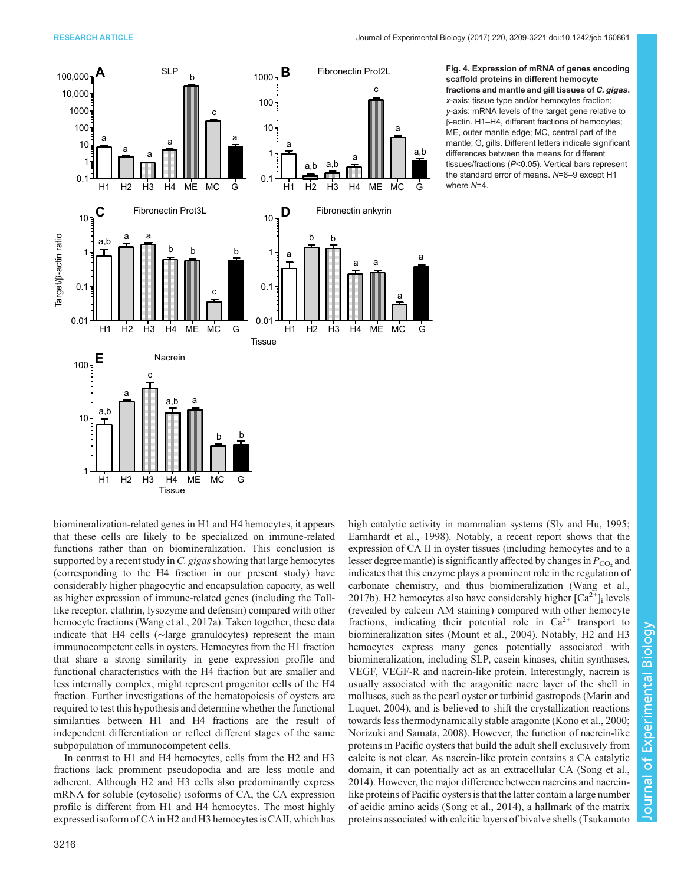A SLP

100,000
10,000
1000
100
10
1
0.1

a a a a b c a

H1 H2 H3 H4 ME MC G

B Fibronectin Prot2L

1000
100
10
1
0.1

a a,b a,b a c a a,b

H1 H2 H3 H4 ME MC G

C Fibronectin Prot3L

10
1
0.1
0.01

a,b a a b b c b

H1 H2 H3 H4 ME MC G

D Fibronectin ankyrin

10
1
0.1
0.01

a b b a a a a

H1 H2 H3 H4 ME MC G

Target/β-actin ratio

Tissue

E Nacrein

100
10
1

a,b a c a,b a b b

H1 H2 H3 H4 ME MC G

Tissue

**Fig. 4. Expression of mRNA of genes encoding scaffold proteins in different hemocyte fractions and mantle and gill tissues of *C. gigas*.** *x*-axis: tissue type and/or hemocytes fraction; *y*-axis: mRNA levels of the target gene relative to β-actin. H1–H4, different fractions of hemocytes; ME, outer mantle edge; MC, central part of the mantle; G, gills. Different letters indicate significant differences between the means for different tissues/fractions ($P$<0.05). Vertical bars represent the standard error of means. $N$=6–9 except H1 where $N$=4.

biomineralization-related genes in H1 and H4 hemocytes, it appears that these cells are likely to be specialized on immune-related functions rather than on biomineralization. This conclusion is supported by a recent study in *C. gigas* showing that large hemocytes (corresponding to the H4 fraction in our present study) have considerably higher phagocytic and encapsulation capacity, as well as higher expression of immune-related genes (including the Toll-like receptor, clathrin, lysozyme and defensin) compared with other hemocyte fractions (Wang et al., 2017a). Taken together, these data indicate that H4 cells (~large granulocytes) represent the main immunocompetent cells in oysters. Hemocytes from the H1 fraction that share a strong similarity in gene expression profile and functional characteristics with the H4 fraction but are smaller and less internally complex, might represent progenitor cells of the H4 fraction. Further investigations of the hematopoiesis of oysters are required to test this hypothesis and determine whether the functional similarities between H1 and H4 fractions are the result of independent differentiation or reflect different stages of the same subpopulation of immunocompetent cells.

In contrast to H1 and H4 hemocytes, cells from the H2 and H3 fractions lack prominent pseudopodia and are less motile and adherent. Although H2 and H3 cells also predominantly express mRNA for soluble (cytosolic) isoforms of CA, the CA expression profile is different from H1 and H4 hemocytes. The most highly expressed isoform of CA in H2 and H3 hemocytes is CAII, which has high catalytic activity in mammalian systems (Sly and Hu, 1995; Earnhardt et al., 1998). Notably, a recent report shows that the expression of CA II in oyster tissues (including hemocytes and to a lesser degree mantle) is significantly affected by changes in $P_{CO_2}$ and indicates that this enzyme plays a prominent role in the regulation of carbonate chemistry, and thus biomineralization (Wang et al., 2017b). H2 hemocytes also have considerably higher $[Ca^{2+}]_i$ levels (revealed by calcein AM staining) compared with other hemocyte fractions, indicating their potential role in $Ca^{2+}$ transport to biomineralization sites (Mount et al., 2004). Notably, H2 and H3 hemocytes express many genes potentially associated with biomineralization, including SLP, casein kinases, chitin synthases, VEGF, VEGF-R and nacrein-like protein. Interestingly, nacrein is usually associated with the aragonitic nacre layer of the shell in molluscs, such as the pearl oyster or turbinid gastropods (Marin and Luquet, 2004), and is believed to shift the crystallization reactions towards less thermodynamically stable aragonite (Kono et al., 2000; Norizuki and Samata, 2008). However, the function of nacrein-like proteins in Pacific oysters that build the adult shell exclusively from calcite is not clear. As nacrein-like protein contains a CA catalytic domain, it can potentially act as an extracellular CA (Song et al., 2014). However, the major difference between nacreins and nacrein-like proteins of Pacific oysters is that the latter contain a large number of acidic amino acids (Song et al., 2014), a hallmark of the matrix proteins associated with calcitic layers of bivalve shells (Tsukamoto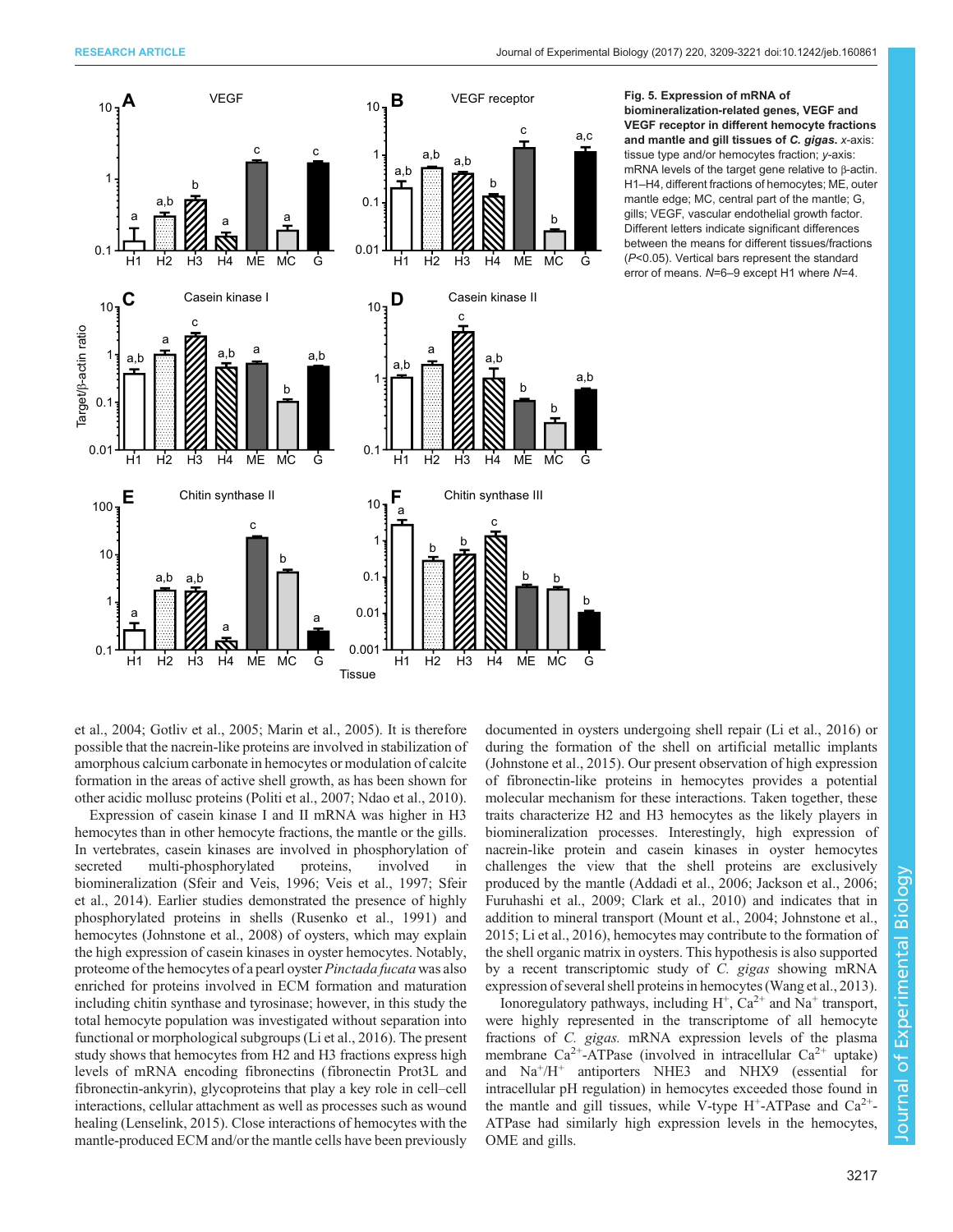A VEGF

10
1
0.1

a a,b b a c a c

H1 H2 H3 H4 ME MC G

B VEGF receptor

10
1
0.1
0.01

a,b a,b a,b b c b a,c

H1 H2 H3 H4 ME MC G

C Casein kinase I

10
1
0.1
0.01

a,b a c a,b a b a,b

H1 H2 H3 H4 ME MC G

D Casein kinase II

10
1
0.1

a,b a c a,b b b a,b

H1 H2 H3 H4 ME MC G

E Chitin synthase II

100
10
1
0.1

a a,b a,b a c b a

H1 H2 H3 H4 ME MC G

F Chitin synthase III

10
1
0.1
0.01
0.001

a b b c b b b

H1 H2 H3 H4 ME MC G

Target/β-actin ratio

Tissue

**Fig. 5. Expression of mRNA of biomineralization-related genes, VEGF and VEGF receptor in different hemocyte fractions and mantle and gill tissues of *C. gigas*.** *x*-axis: tissue type and/or hemocytes fraction; *y*-axis: mRNA levels of the target gene relative to β-actin. H1–H4, different fractions of hemocytes; ME, outer mantle edge; MC, central part of the mantle; G, gills; VEGF, vascular endothelial growth factor. Different letters indicate significant differences between the means for different tissues/fractions ($P<0.05$). Vertical bars represent the standard error of means. $N$=6–9 except H1 where $N$=4.

et al., 2004; Gotliv et al., 2005; Marin et al., 2005). It is therefore possible that the nacrein-like proteins are involved in stabilization of amorphous calcium carbonate in hemocytes or modulation of calcite formation in the areas of active shell growth, as has been shown for other acidic mollusc proteins (Politi et al., 2007; Ndao et al., 2010).

Expression of casein kinase I and II mRNA was higher in H3 hemocytes than in other hemocyte fractions, the mantle or the gills. In vertebrates, casein kinases are involved in phosphorylation of secreted multi-phosphorylated proteins, involved in biomineralization (Sfeir and Veis, 1996; Veis et al., 1997; Sfeir et al., 2014). Earlier studies demonstrated the presence of highly phosphorylated proteins in shells (Rusenko et al., 1991) and hemocytes (Johnstone et al., 2008) of oysters, which may explain the high expression of casein kinases in oyster hemocytes. Notably, proteome of the hemocytes of a pearl oyster *Pinctada fucata* was also enriched for proteins involved in ECM formation and maturation including chitin synthase and tyrosinase; however, in this study the total hemocyte population was investigated without separation into functional or morphological subgroups (Li et al., 2016). The present study shows that hemocytes from H2 and H3 fractions express high levels of mRNA encoding fibronectins (fibronectin Prot3L and fibronectin-ankyrin), glycoproteins that play a key role in cell–cell interactions, cellular attachment as well as processes such as wound healing (Lenselink, 2015). Close interactions of hemocytes with the mantle-produced ECM and/or the mantle cells have been previously documented in oysters undergoing shell repair (Li et al., 2016) or during the formation of the shell on artificial metallic implants (Johnstone et al., 2015). Our present observation of high expression of fibronectin-like proteins in hemocytes provides a potential molecular mechanism for these interactions. Taken together, these traits characterize H2 and H3 hemocytes as the likely players in biomineralization processes. Interestingly, high expression of nacrein-like protein and casein kinases in oyster hemocytes challenges the view that the shell proteins are exclusively produced by the mantle (Addadi et al., 2006; Jackson et al., 2006; Furuhashi et al., 2009; Clark et al., 2010) and indicates that in addition to mineral transport (Mount et al., 2004; Johnstone et al., 2015; Li et al., 2016), hemocytes may contribute to the formation of the shell organic matrix in oysters. This hypothesis is also supported by a recent transcriptomic study of *C. gigas* showing mRNA expression of several shell proteins in hemocytes (Wang et al., 2013).

Ionoregulatory pathways, including $H^+$, $Ca^{2+}$ and $Na^+$ transport, were highly represented in the transcriptome of all hemocyte fractions of *C. gigas*. mRNA expression levels of the plasma membrane $Ca^{2+}$-ATPase (involved in intracellular $Ca^{2+}$ uptake) and $Na^+/H^+$ antiporters NHE3 and NHX9 (essential for intracellular pH regulation) in hemocytes exceeded those found in the mantle and gill tissues, while V-type $H^+$-ATPase and $Ca^{2+}$-ATPase had similarly high expression levels in the hemocytes, OME and gills.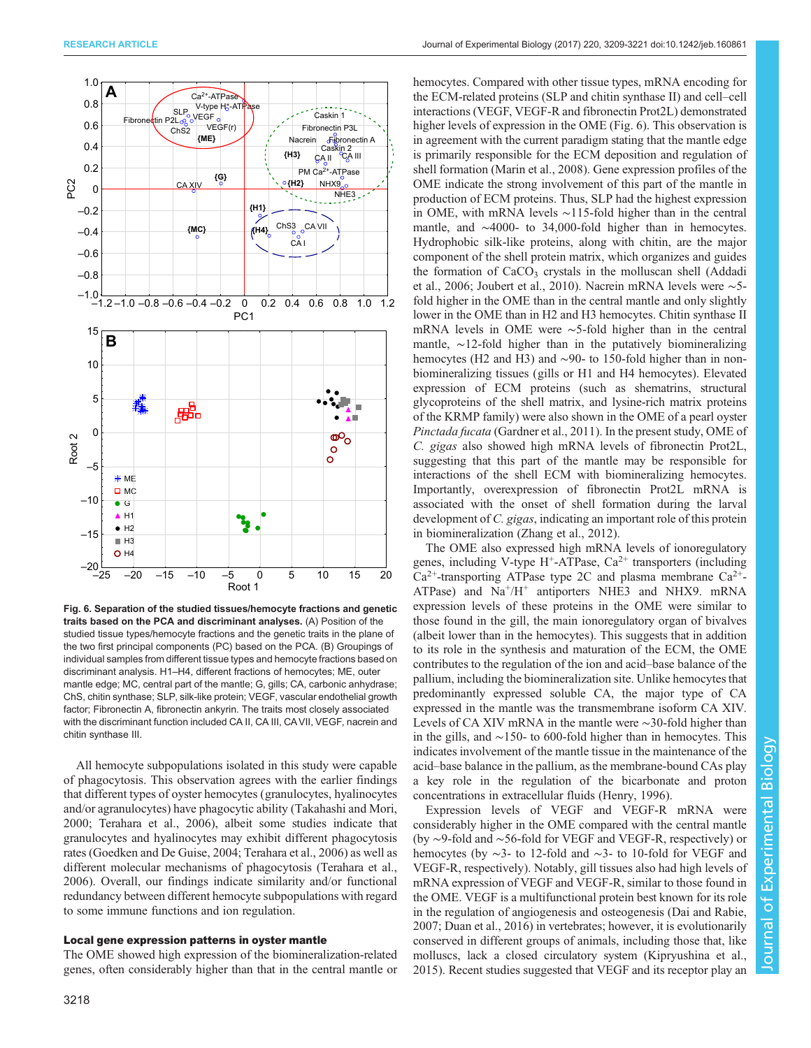Fig. 6. Separation of the studied tissues/hemocyte fractions and genetic traits based on the PCA and discriminant analyses. (A) Position of the studied tissue types/hemocyte fractions and the genetic traits in the plane of the two first principal components (PC) based on the PCA. (B) Groupings of individual samples from different tissue types and hemocyte fractions based on discriminant analysis. H1–H4, different fractions of hemocytes; ME, outer mantle edge; MC, central part of the mantle; G, gills; CA, carbonic anhydrase; ChS, chitin synthase; SLP, silk-like protein; VEGF, vascular endothelial growth factor; Fibronectin A, fibronectin ankyrin. The traits most closely associated with the discriminant function included CA II, CA III, CA VII, VEGF, nacrein and chitin synthase III.

All hemocyte subpopulations isolated in this study were capable of phagocytosis. This observation agrees with the earlier findings that different types of oyster hemocytes (granulocytes, hyalinocytes and/or agranulocytes) have phagocytic ability (Takahashi and Mori, 2000; Terahara et al., 2006), albeit some studies indicate that granulocytes and hyalinocytes may exhibit different phagocytosis rates (Goedken and De Guise, 2004; Terahara et al., 2006) as well as different molecular mechanisms of phagocytosis (Terahara et al., 2006). Overall, our findings indicate similarity and/or functional redundancy between different hemocyte subpopulations with regard to some immune functions and ion regulation.

### Local gene expression patterns in oyster mantle

The OME showed high expression of the biomineralization-related genes, often considerably higher than that in the central mantle or hemocytes. Compared with other tissue types, mRNA encoding for the ECM-related proteins (SLP and chitin synthase II) and cell–cell interactions (VEGF, VEGF-R and fibronectin Prot2L) demonstrated higher levels of expression in the OME (Fig. 6). This observation is in agreement with the current paradigm stating that the mantle edge is primarily responsible for the ECM deposition and regulation of shell formation (Marin et al., 2008). Gene expression profiles of the OME indicate the strong involvement of this part of the mantle in production of ECM proteins. Thus, SLP had the highest expression in OME, with mRNA levels ∼115-fold higher than in the central mantle, and ∼4000- to 34,000-fold higher than in hemocytes. Hydrophobic silk-like proteins, along with chitin, are the major component of the shell protein matrix, which organizes and guides the formation of $CaCO_3$ crystals in the molluscan shell (Addadi et al., 2006; Joubert et al., 2010). Nacrein mRNA levels were ∼5-fold higher in the OME than in the central mantle and only slightly lower in the OME than in H2 and H3 hemocytes. Chitin synthase II mRNA levels in OME were ∼5-fold higher than in the central mantle, ∼12-fold higher than in the putatively biomineralizing hemocytes (H2 and H3) and ∼90- to 150-fold higher than in non-biomineralizing tissues (gills or H1 and H4 hemocytes). Elevated expression of ECM proteins (such as shematrins, structural glycoproteins of the shell matrix, and lysine-rich matrix proteins of the KRMP family) were also shown in the OME of a pearl oyster *Pinctada fucata* (Gardner et al., 2011). In the present study, OME of *C. gigas* also showed high mRNA levels of fibronectin Prot2L, suggesting that this part of the mantle may be responsible for interactions of the shell ECM with biomineralizing hemocytes. Importantly, overexpression of fibronectin Prot2L mRNA is associated with the onset of shell formation during the larval development of *C. gigas*, indicating an important role of this protein in biomineralization (Zhang et al., 2012).

The OME also expressed high mRNA levels of ionoregulatory genes, including V-type $H^+$-ATPase, $Ca^{2+}$ transporters (including $Ca^{2+}$-transporting ATPase type 2C and plasma membrane $Ca^{2+}$-ATPase) and $Na^+/H^+$ antiporters NHE3 and NHX9. mRNA expression levels of these proteins in the OME were similar to those found in the gill, the main ionoregulatory organ of bivalves (albeit lower than in the hemocytes). This suggests that in addition to its role in the synthesis and maturation of the ECM, the OME contributes to the regulation of the ion and acid–base balance of the pallium, including the biomineralization site. Unlike hemocytes that predominantly expressed soluble CA, the major type of CA expressed in the mantle was the transmembrane isoform CA XIV. Levels of CA XIV mRNA in the mantle were ∼30-fold higher than in the gills, and ∼150- to 600-fold higher than in hemocytes. This indicates involvement of the mantle tissue in the maintenance of the acid–base balance in the pallium, as the membrane-bound CAs play a key role in the regulation of the bicarbonate and proton concentrations in extracellular fluids (Henry, 1996).

Expression levels of VEGF and VEGF-R mRNA were considerably higher in the OME compared with the central mantle (by ∼9-fold and ∼56-fold for VEGF and VEGF-R, respectively) or hemocytes (by ∼3- to 12-fold and ∼3- to 10-fold for VEGF and VEGF-R, respectively). Notably, gill tissues also had high levels of mRNA expression of VEGF and VEGF-R, similar to those found in the OME. VEGF is a multifunctional protein best known for its role in the regulation of angiogenesis and osteogenesis (Dai and Rabie, 2007; Duan et al., 2016) in vertebrates; however, it is evolutionarily conserved in different groups of animals, including those that, like molluscs, lack a closed circulatory system (Kipryushina et al., 2015). Recent studies suggested that VEGF and its receptor play an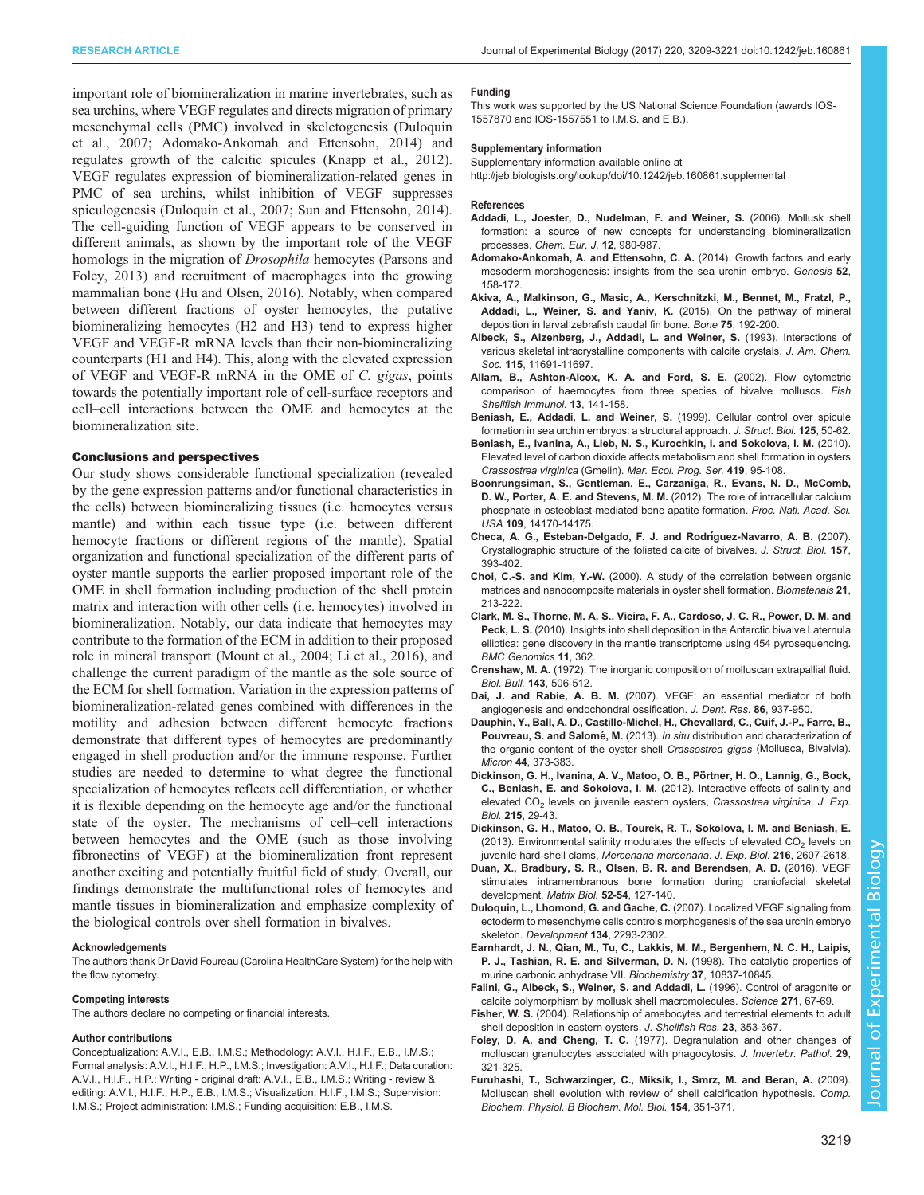important role of biomineralization in marine invertebrates, such as sea urchins, where VEGF regulates and directs migration of primary mesenchymal cells (PMC) involved in skeletogenesis (Duloquin et al., 2007; Adomako-Ankomah and Ettensohn, 2014) and regulates growth of the calcitic spicules (Knapp et al., 2012). VEGF regulates expression of biomineralization-related genes in PMC of sea urchins, whilst inhibition of VEGF suppresses spiculogenesis (Duloquin et al., 2007; Sun and Ettensohn, 2014). The cell-guiding function of VEGF appears to be conserved in different animals, as shown by the important role of the VEGF homologs in the migration of *Drosophila* hemocytes (Parsons and Foley, 2013) and recruitment of macrophages into the growing mammalian bone (Hu and Olsen, 2016). Notably, when compared between different fractions of oyster hemocytes, the putative biomineralizing hemocytes (H2 and H3) tend to express higher VEGF and VEGF-R mRNA levels than their non-biomineralizing counterparts (H1 and H4). This, along with the elevated expression of VEGF and VEGF-R mRNA in the OME of *C. gigas*, points towards the potentially important role of cell-surface receptors and cell–cell interactions between the OME and hemocytes at the biomineralization site.

## Conclusions and perspectives

Our study shows considerable functional specialization (revealed by the gene expression patterns and/or functional characteristics in the cells) between biomineralizing tissues (i.e. hemocytes versus mantle) and within each tissue type (i.e. between different hemocyte fractions or different regions of the mantle). Spatial organization and functional specialization of the different parts of oyster mantle supports the earlier proposed important role of the OME in shell formation including production of the shell protein matrix and interaction with other cells (i.e. hemocytes) involved in biomineralization. Notably, our data indicate that hemocytes may contribute to the formation of the ECM in addition to their proposed role in mineral transport (Mount et al., 2004; Li et al., 2016), and challenge the current paradigm of the mantle as the sole source of the ECM for shell formation. Variation in the expression patterns of biomineralization-related genes combined with differences in the motility and adhesion between different hemocyte fractions demonstrate that different types of hemocytes are predominantly engaged in shell production and/or the immune response. Further studies are needed to determine to what degree the functional specialization of hemocytes reflects cell differentiation, or whether it is flexible depending on the hemocyte age and/or the functional state of the oyster. The mechanisms of cell–cell interactions between hemocytes and the OME (such as those involving fibronectins of VEGF) at the biomineralization front represent another exciting and potentially fruitful field of study. Overall, our findings demonstrate the multifunctional roles of hemocytes and mantle tissues in biomineralization and emphasize complexity of the biological controls over shell formation in bivalves.

#### Acknowledgements

The authors thank Dr David Foureau (Carolina HealthCare System) for the help with the flow cytometry.

#### Competing interests

The authors declare no competing or financial interests.

#### Author contributions

Conceptualization: A.V.I., E.B., I.M.S.; Methodology: A.V.I., H.I.F., E.B., I.M.S.; Formal analysis: A.V.I., H.I.F., H.P., I.M.S.; Investigation: A.V.I., H.I.F.; Data curation: A.V.I., H.I.F., H.P.; Writing - original draft: A.V.I., E.B., I.M.S.; Writing - review & editing: A.V.I., H.I.F., H.P., E.B., I.M.S.; Visualization: H.I.F., I.M.S.; Supervision: I.M.S.; Project administration: I.M.S.; Funding acquisition: E.B., I.M.S.

#### Funding

This work was supported by the US National Science Foundation (awards IOS-1557870 and IOS-1557551 to I.M.S. and E.B.).

#### Supplementary information

Supplementary information available online at http://jeb.biologists.org/lookup/doi/10.1242/jeb.160861.supplemental

#### References

**Addadi, L., Joester, D., Nudelman, F. and Weiner, S.** (2006). Mollusk shell formation: a source of new concepts for understanding biomineralization processes. *Chem. Eur. J.* **12**, 980-987.

**Adomako-Ankomah, A. and Ettensohn, C. A.** (2014). Growth factors and early mesoderm morphogenesis: insights from the sea urchin embryo. *Genesis* **52**, 158-172.

**Akiva, A., Malkinson, G., Masic, A., Kerschnitzki, M., Bennet, M., Fratzl, P., Addadi, L., Weiner, S. and Yaniv, K.** (2015). On the pathway of mineral deposition in larval zebrafish caudal fin bone. *Bone* **75**, 192-200.

**Albeck, S., Aizenberg, J., Addadi, L. and Weiner, S.** (1993). Interactions of various skeletal intracrystalline components with calcite crystals. *J. Am. Chem. Soc.* **115**, 11691-11697.

**Allam, B., Ashton-Alcox, K. A. and Ford, S. E.** (2002). Flow cytometric comparison of haemocytes from three species of bivalve molluscs. *Fish Shellfish Immunol.* **13**, 141-158.

**Beniash, E., Addadi, L. and Weiner, S.** (1999). Cellular control over spicule formation in sea urchin embryos: a structural approach. *J. Struct. Biol.* **125**, 50-62.

**Beniash, E., Ivanina, A., Lieb, N. S., Kurochkin, I. and Sokolova, I. M.** (2010). Elevated level of carbon dioxide affects metabolism and shell formation in oysters *Crassostrea virginica* (Gmelin). *Mar. Ecol. Prog. Ser.* **419**, 95-108.

**Boonrungsiman, S., Gentleman, E., Carzaniga, R., Evans, N. D., McComb, D. W., Porter, A. E. and Stevens, M. M.** (2012). The role of intracellular calcium phosphate in osteoblast-mediated bone apatite formation. *Proc. Natl. Acad. Sci. USA* **109**, 14170-14175.

**Checa, A. G., Esteban-Delgado, F. J. and Rodríguez-Navarro, A. B.** (2007). Crystallographic structure of the foliated calcite of bivalves. *J. Struct. Biol.* **157**, 393-402.

**Choi, C.-S. and Kim, Y.-W.** (2000). A study of the correlation between organic matrices and nanocomposite materials in oyster shell formation. *Biomaterials* **21**, 213-222.

**Clark, M. S., Thorne, M. A. S., Vieira, F. A., Cardoso, J. C. R., Power, D. M. and Peck, L. S.** (2010). Insights into shell deposition in the Antarctic bivalve Laternula elliptica: gene discovery in the mantle transcriptome using 454 pyrosequencing. *BMC Genomics* **11**, 362.

**Crenshaw, M. A.** (1972). The inorganic composition of molluscan extrapallial fluid. *Biol. Bull.* **143**, 506-512.

**Dai, J. and Rabie, A. B. M.** (2007). VEGF: an essential mediator of both angiogenesis and endochondral ossification. *J. Dent. Res.* **86**, 937-950.

**Dauphin, Y., Ball, A. D., Castillo-Michel, H., Chevallard, C., Cuif, J.-P., Farre, B., Pouvreau, S. and Salomé, M.** (2013). *In situ* distribution and characterization of the organic content of the oyster shell *Crassostrea gigas* (Mollusca, Bivalvia). *Micron* **44**, 373-383.

**Dickinson, G. H., Ivanina, A. V., Matoo, O. B., Pörtner, H. O., Lannig, G., Bock, C., Beniash, E. and Sokolova, I. M.** (2012). Interactive effects of salinity and elevated $CO_2$ levels on juvenile eastern oysters, *Crassostrea virginica*. *J. Exp. Biol.* **215**, 29-43.

**Dickinson, G. H., Matoo, O. B., Tourek, R. T., Sokolova, I. M. and Beniash, E.** (2013). Environmental salinity modulates the effects of elevated $CO_2$ levels on juvenile hard-shell clams, *Mercenaria mercenaria*. *J. Exp. Biol.* **216**, 2607-2618.

**Duan, X., Bradbury, S. R., Olsen, B. R. and Berendsen, A. D.** (2016). VEGF stimulates intramembranous bone formation during craniofacial skeletal development. *Matrix Biol.* **52-54**, 127-140.

**Duloquin, L., Lhomond, G. and Gache, C.** (2007). Localized VEGF signaling from ectoderm to mesenchyme cells controls morphogenesis of the sea urchin embryo skeleton. *Development* **134**, 2293-2302.

**Earnhardt, J. N., Qian, M., Tu, C., Lakkis, M. M., Bergenhem, N. C. H., Laipis, P. J., Tashian, R. E. and Silverman, D. N.** (1998). The catalytic properties of murine carbonic anhydrase VII. *Biochemistry* **37**, 10837-10845.

**Falini, G., Albeck, S., Weiner, S. and Addadi, L.** (1996). Control of aragonite or calcite polymorphism by mollusk shell macromolecules. *Science* **271**, 67-69.

**Fisher, W. S.** (2004). Relationship of amebocytes and terrestrial elements to adult shell deposition in eastern oysters. *J. Shellfish Res.* **23**, 353-367.

**Foley, D. A. and Cheng, T. C.** (1977). Degranulation and other changes of molluscan granulocytes associated with phagocytosis. *J. Invertebr. Pathol.* **29**, 321-325.

**Furuhashi, T., Schwarzinger, C., Miksik, I., Smrz, M. and Beran, A.** (2009). Molluscan shell evolution with review of shell calcification hypothesis. *Comp. Biochem. Physiol. B Biochem. Mol. Biol.* **154**, 351-371.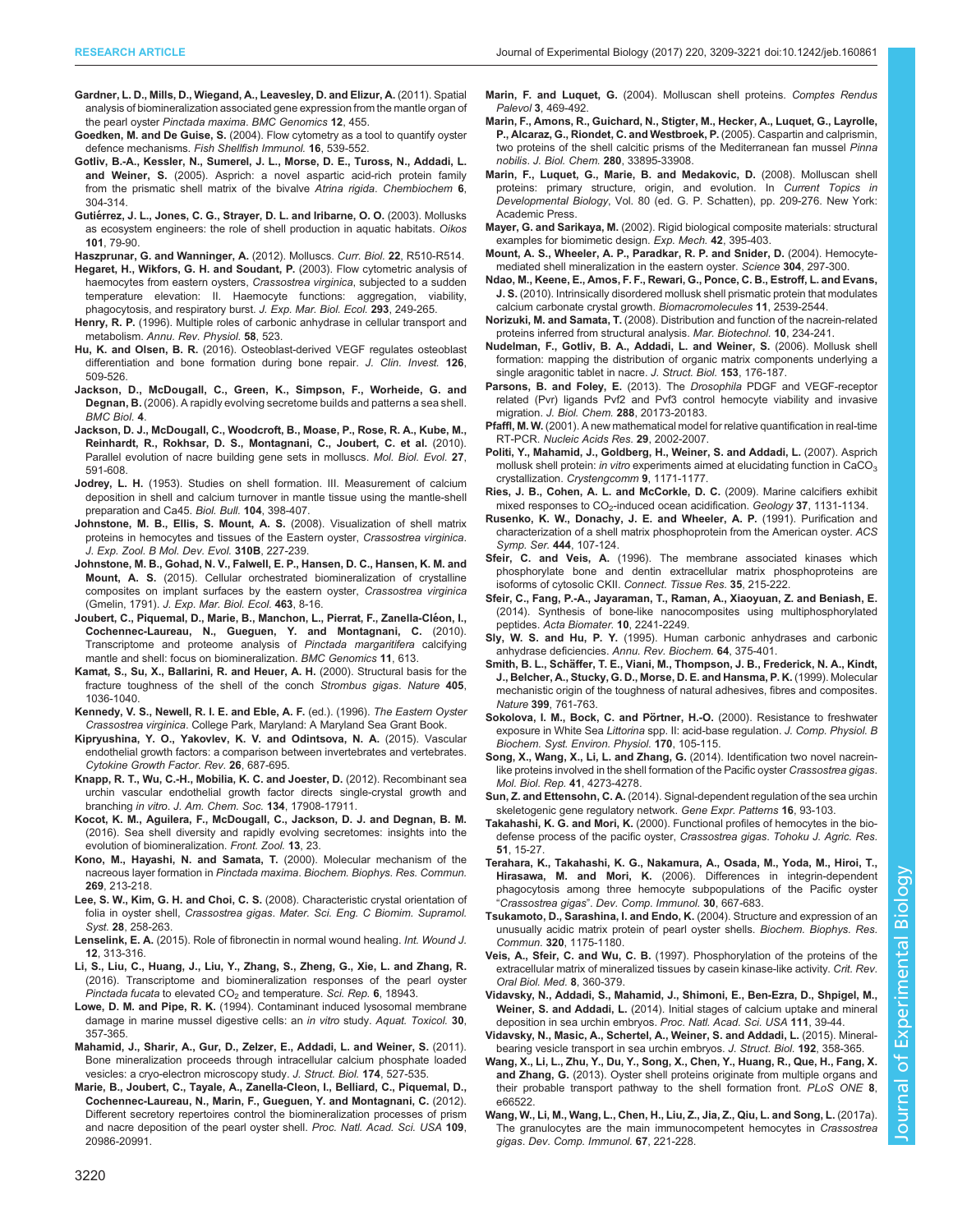**Gardner, L. D., Mills, D., Wiegand, A., Leavesley, D. and Elizur, A.** (2011). Spatial analysis of biomineralization associated gene expression from the mantle organ of the pearl oyster *Pinctada maxima*. *BMC Genomics* **12**, 455.

**Goedken, M. and De Guise, S.** (2004). Flow cytometry as a tool to quantify oyster defence mechanisms. *Fish Shellfish Immunol.* **16**, 539-552.

**Gotliv, B.-A., Kessler, N., Sumerel, J. L., Morse, D. E., Tuross, N., Addadi, L. and Weiner, S.** (2005). Asprich: a novel aspartic acid-rich protein family from the prismatic shell matrix of the bivalve *Atrina rigida*. *Chembiochem* **6**, 304-314.

**Gutiérrez, J. L., Jones, C. G., Strayer, D. L. and Iribarne, O. O.** (2003). Mollusks as ecosystem engineers: the role of shell production in aquatic habitats. *Oikos* **101**, 79-90.

**Haszprunar, G. and Wanninger, A.** (2012). Molluscs. *Curr. Biol.* **22**, R510-R514.

**Hegaret, H., Wikfors, G. H. and Soudant, P.** (2003). Flow cytometric analysis of haemocytes from eastern oysters, *Crassostrea virginica*, subjected to a sudden temperature elevation: II. Haemocyte functions: aggregation, viability, phagocytosis, and respiratory burst. *J. Exp. Mar. Biol. Ecol.* **293**, 249-265.

**Henry, R. P.** (1996). Multiple roles of carbonic anhydrase in cellular transport and metabolism. *Annu. Rev. Physiol.* **58**, 523.

**Hu, K. and Olsen, B. R.** (2016). Osteoblast-derived VEGF regulates osteoblast differentiation and bone formation during bone repair. *J. Clin. Invest.* **126**, 509-526.

**Jackson, D., McDougall, C., Green, K., Simpson, F., Worheide, G. and Degnan, B.** (2006). A rapidly evolving secretome builds and patterns a sea shell. *BMC Biol.* **4**.

**Jackson, D. J., McDougall, C., Woodcroft, B., Moase, P., Rose, R. A., Kube, M., Reinhardt, R., Rokhsar, D. S., Montagnani, C., Joubert, C. et al.** (2010). Parallel evolution of nacre building gene sets in molluscs. *Mol. Biol. Evol.* **27**, 591-608.

**Jodrey, L. H.** (1953). Studies on shell formation. III. Measurement of calcium deposition in shell and calcium turnover in mantle tissue using the mantle-shell preparation and Ca45. *Biol. Bull.* **104**, 398-407.

**Johnstone, M. B., Ellis, S. Mount, A. S.** (2008). Visualization of shell matrix proteins in hemocytes and tissues of the Eastern oyster, *Crassostrea virginica*. *J. Exp. Zool. B Mol. Dev. Evol.* **310B**, 227-239.

**Johnstone, M. B., Gohad, N. V., Falwell, E. P., Hansen, D. C., Hansen, K. M. and Mount, A. S.** (2015). Cellular orchestrated biomineralization of crystalline composites on implant surfaces by the eastern oyster, *Crassostrea virginica* (Gmelin, 1791). *J. Exp. Mar. Biol. Ecol.* **463**, 8-16.

**Joubert, C., Piquemal, D., Marie, B., Manchon, L., Pierrat, F., Zanella-Cléon, I., Cochennec-Laureau, N., Gueguen, Y. and Montagnani, C.** (2010). Transcriptome and proteome analysis of *Pinctada margaritifera* calcifying mantle and shell: focus on biomineralization. *BMC Genomics* **11**, 613.

**Kamat, S., Su, X., Ballarini, R. and Heuer, A. H.** (2000). Structural basis for the fracture toughness of the shell of the conch *Strombus gigas*. *Nature* **405**, 1036-1040.

**Kennedy, V. S., Newell, R. I. E. and Eble, A. F.** (ed.) (1996). *The Eastern Oyster Crassostrea virginica*. College Park, Maryland: A Maryland Sea Grant Book.

**Kipryushina, Y. O., Yakovlev, K. V. and Odintsova, N. A.** (2015). Vascular endothelial growth factors: a comparison between invertebrates and vertebrates. *Cytokine Growth Factor. Rev.* **26**, 687-695.

**Knapp, R. T., Wu, C.-H., Mobilia, K. C. and Joester, D.** (2012). Recombinant sea urchin vascular endothelial growth factor directs single-crystal growth and branching *in vitro*. *J. Am. Chem. Soc.* **134**, 17908-17911.

**Kocot, K. M., Aguilera, F., McDougall, C., Jackson, D. J. and Degnan, B. M.** (2016). Sea shell diversity and rapidly evolving secretomes: insights into the evolution of biomineralization. *Front. Zool.* **13**, 23.

**Kono, M., Hayashi, N. and Samata, T.** (2000). Molecular mechanism of the nacreous layer formation in *Pinctada maxima*. *Biochem. Biophys. Res. Commun.* **269**, 213-218.

**Lee, S. W., Kim, G. H. and Choi, C. S.** (2008). Characteristic crystal orientation of folia in oyster shell, *Crassostrea gigas*. *Mater. Sci. Eng. C Biomim. Supramol. Syst.* **28**, 258-263.

**Lenselink, E. A.** (2015). Role of fibronectin in normal wound healing. *Int. Wound J.* **12**, 313-316.

**Li, S., Liu, C., Huang, J., Liu, Y., Zhang, S., Zheng, G., Xie, L. and Zhang, R.** (2016). Transcriptome and biomineralization responses of the pearl oyster *Pinctada fucata* to elevated $CO_2$ and temperature. *Sci. Rep.* **6**, 18943.

**Lowe, D. M. and Pipe, R. K.** (1994). Contaminant induced lysosomal membrane damage in marine mussel digestive cells: an *in vitro* study. *Aquat. Toxicol.* **30**, 357-365.

**Mahamid, J., Sharir, A., Gur, D., Zelzer, E., Addadi, L. and Weiner, S.** (2011). Bone mineralization proceeds through intracellular calcium phosphate loaded vesicles: a cryo-electron microscopy study. *J. Struct. Biol.* **174**, 527-535.

**Marie, B., Joubert, C., Tayale, A., Zanella-Cleon, I., Belliard, C., Piquemal, D., Cochennec-Laureau, N., Marin, F., Gueguen, Y. and Montagnani, C.** (2012). Different secretory repertoires control the biomineralization processes of prism and nacre deposition of the pearl oyster shell. *Proc. Natl. Acad. Sci. USA* **109**, 20986-20991.

**Marin, F. and Luquet, G.** (2004). Molluscan shell proteins. *Comptes Rendus Palevol* **3**, 469-492.

**Marin, F., Amons, R., Guichard, N., Stigter, M., Hecker, A., Luquet, G., Layrolle, P., Alcaraz, G., Riondet, C. and Westbroek, P.** (2005). Caspartin and calprismin, two proteins of the shell calcitic prisms of the Mediterranean fan mussel *Pinna nobilis*. *J. Biol. Chem.* **280**, 33895-33908.

**Marin, F., Luquet, G., Marie, B. and Medakovic, D.** (2008). Molluscan shell proteins: primary structure, origin, and evolution. In *Current Topics in Developmental Biology*, Vol. 80 (ed. G. P. Schatten), pp. 209-276. New York: Academic Press.

**Mayer, G. and Sarikaya, M.** (2002). Rigid biological composite materials: structural examples for biomimetic design. *Exp. Mech.* **42**, 395-403.

**Mount, A. S., Wheeler, A. P., Paradkar, R. P. and Snider, D.** (2004). Hemocyte-mediated shell mineralization in the eastern oyster. *Science* **304**, 297-300.

**Ndao, M., Keene, E., Amos, F. F., Rewari, G., Ponce, C. B., Estroff, L. and Evans, J. S.** (2010). Intrinsically disordered mollusk shell prismatic protein that modulates calcium carbonate crystal growth. *Biomacromolecules* **11**, 2539-2544.

**Norizuki, M. and Samata, T.** (2008). Distribution and function of the nacrein-related proteins inferred from structural analysis. *Mar. Biotechnol.* **10**, 234-241.

**Nudelman, F., Gotliv, B. A., Addadi, L. and Weiner, S.** (2006). Mollusk shell formation: mapping the distribution of organic matrix components underlying a single aragonitic tablet in nacre. *J. Struct. Biol.* **153**, 176-187.

**Parsons, B. and Foley, E.** (2013). The *Drosophila* PDGF and VEGF-receptor related (Pvr) ligands Pvf2 and Pvf3 control hemocyte viability and invasive migration. *J. Biol. Chem.* **288**, 20173-20183.

**Pfaffl, M. W.** (2001). A new mathematical model for relative quantification in real-time RT-PCR. *Nucleic Acids Res.* **29**, 2002-2007.

**Politi, Y., Mahamid, J., Goldberg, H., Weiner, S. and Addadi, L.** (2007). Asprich mollusk shell protein: *in vitro* experiments aimed at elucidating function in $CaCO_3$ crystallization. *Crystengcomm* **9**, 1171-1177.

**Ries, J. B., Cohen, A. L. and McCorkle, D. C.** (2009). Marine calcifiers exhibit mixed responses to $CO_2$-induced ocean acidification. *Geology* **37**, 1131-1134.

**Rusenko, K. W., Donachy, J. E. and Wheeler, A. P.** (1991). Purification and characterization of a shell matrix phosphoprotein from the American oyster. *ACS Symp. Ser.* **444**, 107-124.

**Sfeir, C. and Veis, A.** (1996). The membrane associated kinases which phosphorylate bone and dentin extracellular matrix phosphoproteins are isoforms of cytosolic CKII. *Connect. Tissue Res.* **35**, 215-222.

**Sfeir, C., Fang, P.-A., Jayaraman, T., Raman, A., Xiaoyuan, Z. and Beniash, E.** (2014). Synthesis of bone-like nanocomposites using multiphosphorylated peptides. *Acta Biomater.* **10**, 2241-2249.

**Sly, W. S. and Hu, P. Y.** (1995). Human carbonic anhydrases and carbonic anhydrase deficiencies. *Annu. Rev. Biochem.* **64**, 375-401.

**Smith, B. L., Schäffer, T. E., Viani, M., Thompson, J. B., Frederick, N. A., Kindt, J., Belcher, A., Stucky, G. D., Morse, D. E. and Hansma, P. K.** (1999). Molecular mechanistic origin of the toughness of natural adhesives, fibres and composites. *Nature* **399**, 761-763.

**Sokolova, I. M., Bock, C. and Pörtner, H.-O.** (2000). Resistance to freshwater exposure in White Sea *Littorina* spp. II: acid-base regulation. *J. Comp. Physiol. B Biochem. Syst. Environ. Physiol.* **170**, 105-115.

**Song, X., Wang, X., Li, L. and Zhang, G.** (2014). Identification two novel nacrein-like proteins involved in the shell formation of the Pacific oyster *Crassostrea gigas*. *Mol. Biol. Rep.* **41**, 4273-4278.

**Sun, Z. and Ettensohn, C. A.** (2014). Signal-dependent regulation of the sea urchin skeletogenic gene regulatory network. *Gene Expr. Patterns* **16**, 93-103.

**Takahashi, K. G. and Mori, K.** (2000). Functional profiles of hemocytes in the bio-defense process of the pacific oyster, *Crassostrea gigas*. *Tohoku J. Agric. Res.* **51**, 15-27.

**Terahara, K., Takahashi, K. G., Nakamura, A., Osada, M., Yoda, M., Hiroi, T., Hirasawa, M. and Mori, K.** (2006). Differences in integrin-dependent phagocytosis among three hemocyte subpopulations of the Pacific oyster "*Crassostrea gigas*". *Dev. Comp. Immunol.* **30**, 667-683.

**Tsukamoto, D., Sarashina, I. and Endo, K.** (2004). Structure and expression of an unusually acidic matrix protein of pearl oyster shells. *Biochem. Biophys. Res. Commun.* **320**, 1175-1180.

**Veis, A., Sfeir, C. and Wu, C. B.** (1997). Phosphorylation of the proteins of the extracellular matrix of mineralized tissues by casein kinase-like activity. *Crit. Rev. Oral Biol. Med.* **8**, 360-379.

**Vidavsky, N., Addadi, S., Mahamid, J., Shimoni, E., Ben-Ezra, D., Shpigel, M., Weiner, S. and Addadi, L.** (2014). Initial stages of calcium uptake and mineral deposition in sea urchin embryos. *Proc. Natl. Acad. Sci. USA* **111**, 39-44.

**Vidavsky, N., Masic, A., Schertel, A., Weiner, S. and Addadi, L.** (2015). Mineral-bearing vesicle transport in sea urchin embryos. *J. Struct. Biol.* **192**, 358-365.

**Wang, X., Li, L., Zhu, Y., Du, Y., Song, X., Chen, Y., Huang, R., Que, H., Fang, X. and Zhang, G.** (2013). Oyster shell proteins originate from multiple organs and their probable transport pathway to the shell formation front. *PLoS ONE* **8**, e66522.

**Wang, W., Li, M., Wang, L., Chen, H., Liu, Z., Jia, Z., Qiu, L. and Song, L.** (2017a). The granulocytes are the main immunocompetent hemocytes in *Crassostrea gigas*. *Dev. Comp. Immunol.* **67**, 221-228.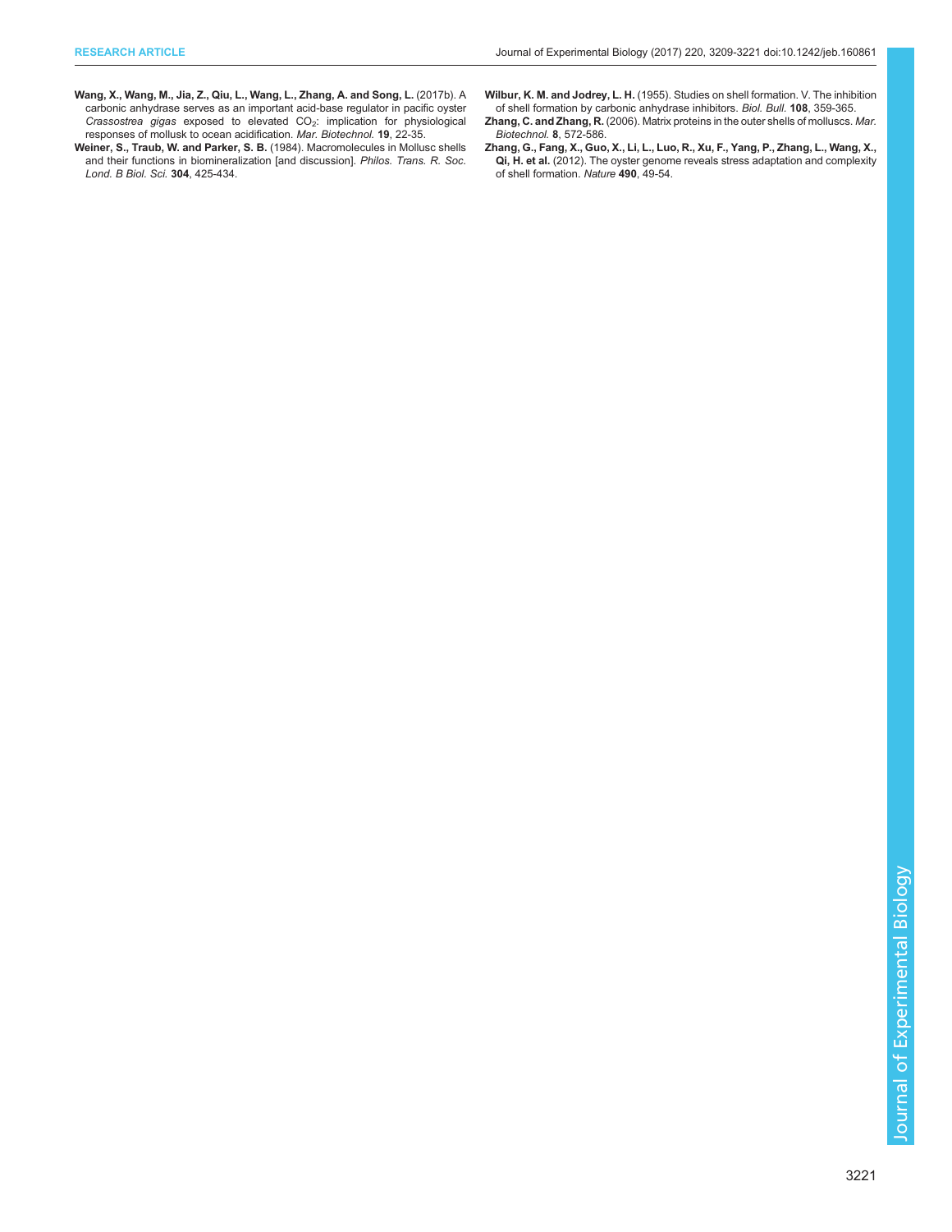**Wang, X., Wang, M., Jia, Z., Qiu, L., Wang, L., Zhang, A. and Song, L.** (2017b). A carbonic anhydrase serves as an important acid-base regulator in pacific oyster *Crassostrea gigas* exposed to elevated $CO_2$: implication for physiological responses of mollusk to ocean acidification. *Mar. Biotechnol.* **19**, 22-35.

**Weiner, S., Traub, W. and Parker, S. B.** (1984). Macromolecules in Mollusc shells and their functions in biomineralization [and discussion]. *Philos. Trans. R. Soc. Lond. B Biol. Sci.* **304**, 425-434.

**Wilbur, K. M. and Jodrey, L. H.** (1955). Studies on shell formation. V. The inhibition of shell formation by carbonic anhydrase inhibitors. *Biol. Bull.* **108**, 359-365.

**Zhang, C. and Zhang, R.** (2006). Matrix proteins in the outer shells of molluscs. *Mar. Biotechnol.* **8**, 572-586.

**Zhang, G., Fang, X., Guo, X., Li, L., Luo, R., Xu, F., Yang, P., Zhang, L., Wang, X., Qi, H. et al.** (2012). The oyster genome reveals stress adaptation and complexity of shell formation. *Nature* **490**, 49-54.